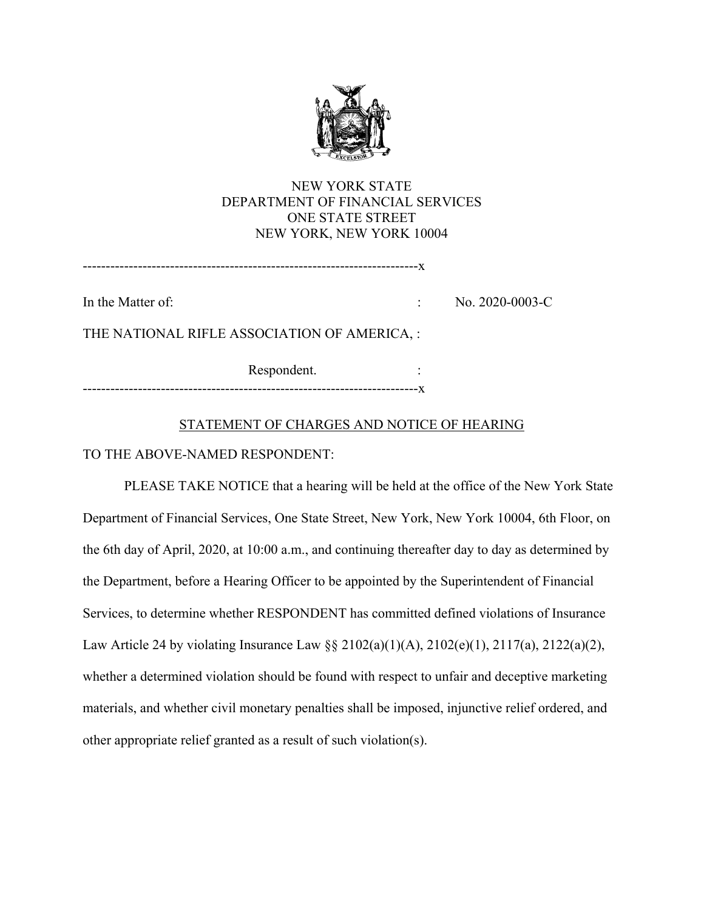NEW YORK STATE
DEPARTMENT OF FINANCIAL SERVICES
ONE STATE STREET
NEW YORK, NEW YORK 10004

---

| | | |
|---|---|---|
| In the Matter of: | : | No. 2020-0003-C |
| THE NATIONAL RIFLE ASSOCIATION OF AMERICA, | : | |
| Respondent. | : | |

---

## STATEMENT OF CHARGES AND NOTICE OF HEARING

TO THE ABOVE-NAMED RESPONDENT:

PLEASE TAKE NOTICE that a hearing will be held at the office of the New York State Department of Financial Services, One State Street, New York, New York 10004, 6th Floor, on the 6th day of April, 2020, at 10:00 a.m., and continuing thereafter day to day as determined by the Department, before a Hearing Officer to be appointed by the Superintendent of Financial Services, to determine whether RESPONDENT has committed defined violations of Insurance Law Article 24 by violating Insurance Law §§ 2102(a)(1)(A), 2102(e)(1), 2117(a), 2122(a)(2), whether a determined violation should be found with respect to unfair and deceptive marketing materials, and whether civil monetary penalties shall be imposed, injunctive relief ordered, and other appropriate relief granted as a result of such violation(s).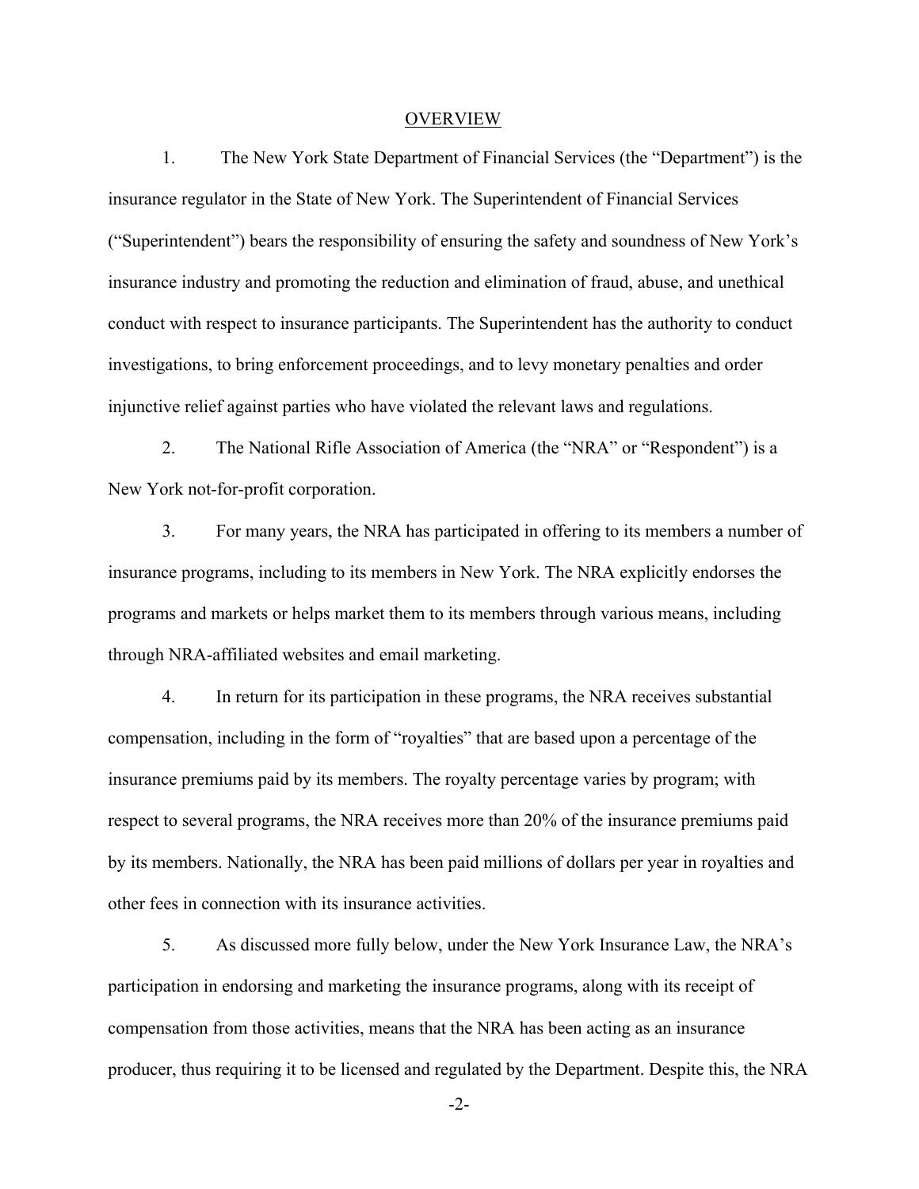## OVERVIEW

1. The New York State Department of Financial Services (the "Department") is the insurance regulator in the State of New York. The Superintendent of Financial Services ("Superintendent") bears the responsibility of ensuring the safety and soundness of New York's insurance industry and promoting the reduction and elimination of fraud, abuse, and unethical conduct with respect to insurance participants. The Superintendent has the authority to conduct investigations, to bring enforcement proceedings, and to levy monetary penalties and order injunctive relief against parties who have violated the relevant laws and regulations.

2. The National Rifle Association of America (the "NRA" or "Respondent") is a New York not-for-profit corporation.

3. For many years, the NRA has participated in offering to its members a number of insurance programs, including to its members in New York. The NRA explicitly endorses the programs and markets or helps market them to its members through various means, including through NRA-affiliated websites and email marketing.

4. In return for its participation in these programs, the NRA receives substantial compensation, including in the form of "royalties" that are based upon a percentage of the insurance premiums paid by its members. The royalty percentage varies by program; with respect to several programs, the NRA receives more than 20% of the insurance premiums paid by its members. Nationally, the NRA has been paid millions of dollars per year in royalties and other fees in connection with its insurance activities.

5. As discussed more fully below, under the New York Insurance Law, the NRA's participation in endorsing and marketing the insurance programs, along with its receipt of compensation from those activities, means that the NRA has been acting as an insurance producer, thus requiring it to be licensed and regulated by the Department. Despite this, the NRA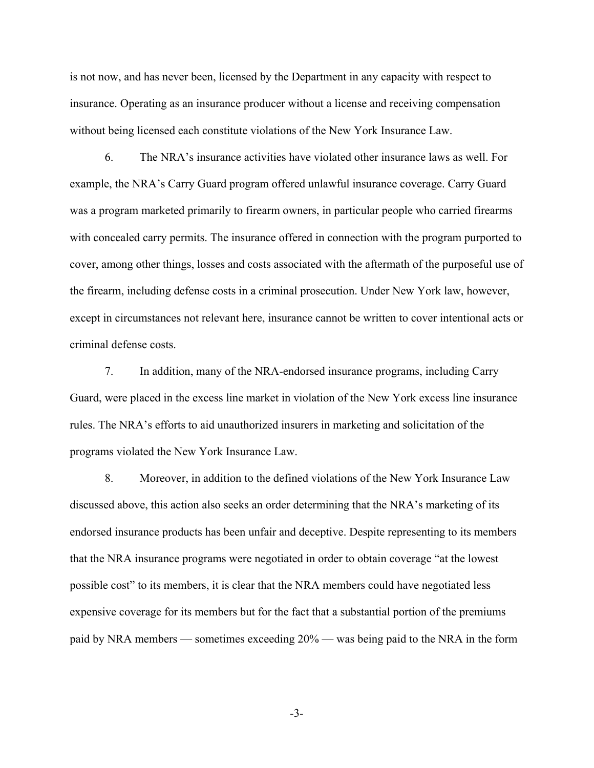is not now, and has never been, licensed by the Department in any capacity with respect to insurance. Operating as an insurance producer without a license and receiving compensation without being licensed each constitute violations of the New York Insurance Law.

6. The NRA's insurance activities have violated other insurance laws as well. For example, the NRA's Carry Guard program offered unlawful insurance coverage. Carry Guard was a program marketed primarily to firearm owners, in particular people who carried firearms with concealed carry permits. The insurance offered in connection with the program purported to cover, among other things, losses and costs associated with the aftermath of the purposeful use of the firearm, including defense costs in a criminal prosecution. Under New York law, however, except in circumstances not relevant here, insurance cannot be written to cover intentional acts or criminal defense costs.

7. In addition, many of the NRA-endorsed insurance programs, including Carry Guard, were placed in the excess line market in violation of the New York excess line insurance rules. The NRA's efforts to aid unauthorized insurers in marketing and solicitation of the programs violated the New York Insurance Law.

8. Moreover, in addition to the defined violations of the New York Insurance Law discussed above, this action also seeks an order determining that the NRA's marketing of its endorsed insurance products has been unfair and deceptive. Despite representing to its members that the NRA insurance programs were negotiated in order to obtain coverage "at the lowest possible cost" to its members, it is clear that the NRA members could have negotiated less expensive coverage for its members but for the fact that a substantial portion of the premiums paid by NRA members — sometimes exceeding 20% — was being paid to the NRA in the form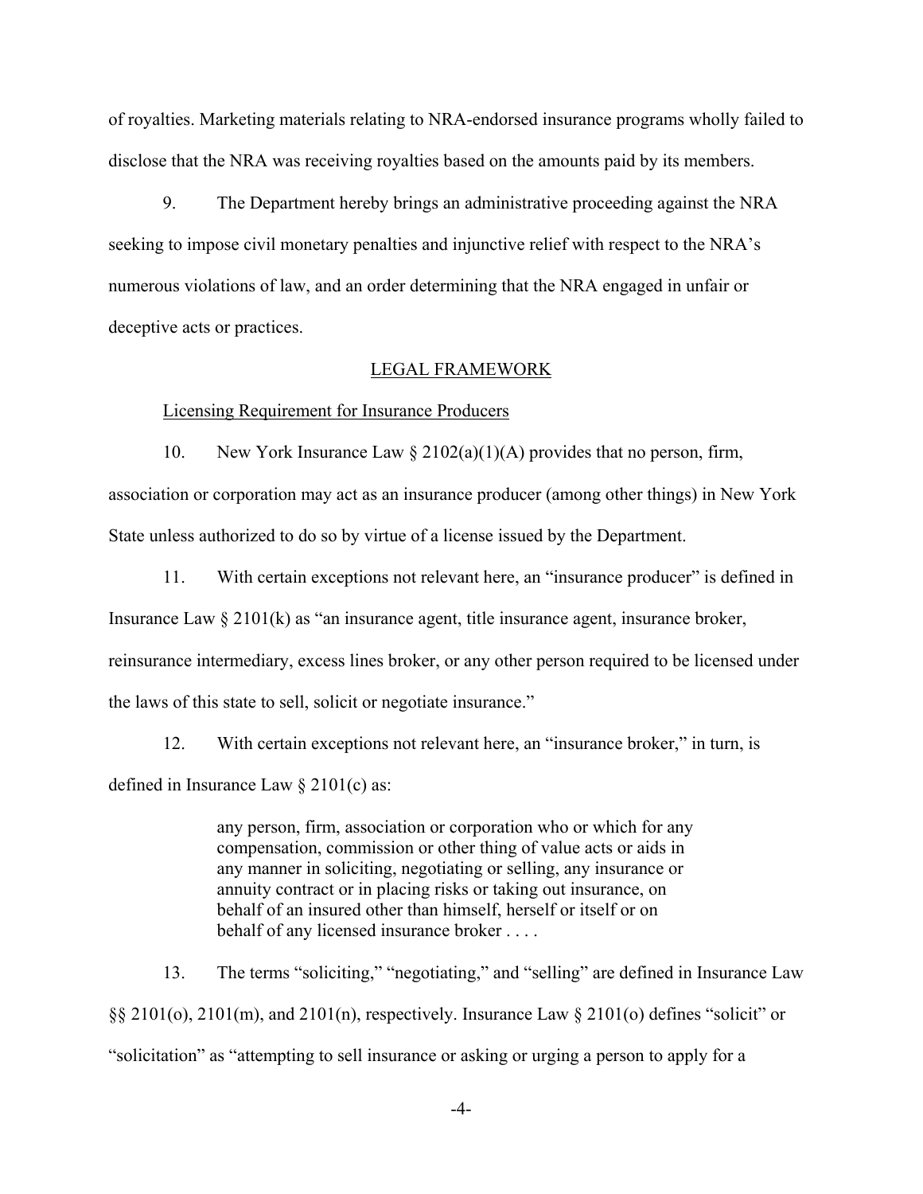of royalties. Marketing materials relating to NRA-endorsed insurance programs wholly failed to disclose that the NRA was receiving royalties based on the amounts paid by its members.

9. The Department hereby brings an administrative proceeding against the NRA seeking to impose civil monetary penalties and injunctive relief with respect to the NRA's numerous violations of law, and an order determining that the NRA engaged in unfair or deceptive acts or practices.

## LEGAL FRAMEWORK

### Licensing Requirement for Insurance Producers

10. New York Insurance Law § 2102(a)(1)(A) provides that no person, firm, association or corporation may act as an insurance producer (among other things) in New York State unless authorized to do so by virtue of a license issued by the Department.

11. With certain exceptions not relevant here, an "insurance producer" is defined in Insurance Law § 2101(k) as "an insurance agent, title insurance agent, insurance broker, reinsurance intermediary, excess lines broker, or any other person required to be licensed under the laws of this state to sell, solicit or negotiate insurance."

12. With certain exceptions not relevant here, an "insurance broker," in turn, is defined in Insurance Law § 2101(c) as:

> any person, firm, association or corporation who or which for any compensation, commission or other thing of value acts or aids in any manner in soliciting, negotiating or selling, any insurance or annuity contract or in placing risks or taking out insurance, on behalf of an insured other than himself, herself or itself or on behalf of any licensed insurance broker . . . .

13. The terms "soliciting," "negotiating," and "selling" are defined in Insurance Law §§ 2101(o), 2101(m), and 2101(n), respectively. Insurance Law § 2101(o) defines "solicit" or "solicitation" as "attempting to sell insurance or asking or urging a person to apply for a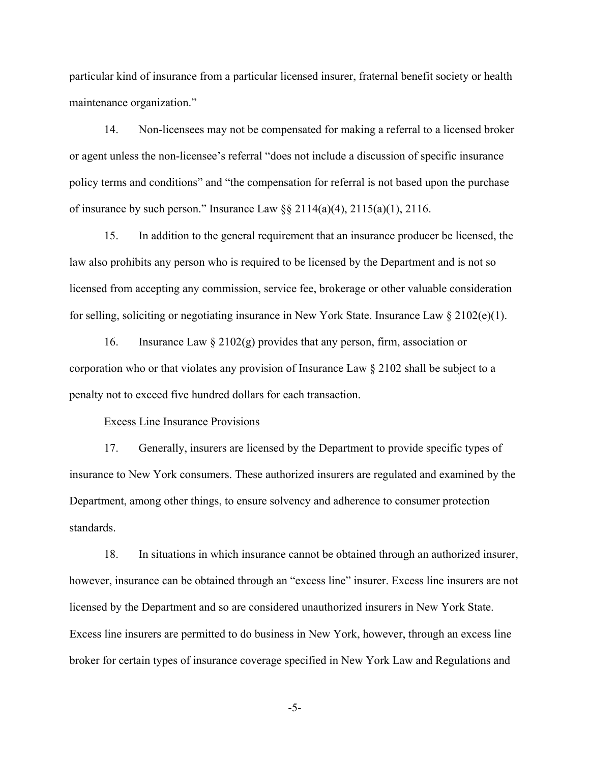particular kind of insurance from a particular licensed insurer, fraternal benefit society or health maintenance organization."

14. Non-licensees may not be compensated for making a referral to a licensed broker or agent unless the non-licensee's referral "does not include a discussion of specific insurance policy terms and conditions" and "the compensation for referral is not based upon the purchase of insurance by such person." Insurance Law §§ 2114(a)(4), 2115(a)(1), 2116.

15. In addition to the general requirement that an insurance producer be licensed, the law also prohibits any person who is required to be licensed by the Department and is not so licensed from accepting any commission, service fee, brokerage or other valuable consideration for selling, soliciting or negotiating insurance in New York State. Insurance Law § 2102(e)(1).

16. Insurance Law § 2102(g) provides that any person, firm, association or corporation who or that violates any provision of Insurance Law § 2102 shall be subject to a penalty not to exceed five hundred dollars for each transaction.

<u>Excess Line Insurance Provisions</u>

17. Generally, insurers are licensed by the Department to provide specific types of insurance to New York consumers. These authorized insurers are regulated and examined by the Department, among other things, to ensure solvency and adherence to consumer protection standards.

18. In situations in which insurance cannot be obtained through an authorized insurer, however, insurance can be obtained through an "excess line" insurer. Excess line insurers are not licensed by the Department and so are considered unauthorized insurers in New York State. Excess line insurers are permitted to do business in New York, however, through an excess line broker for certain types of insurance coverage specified in New York Law and Regulations and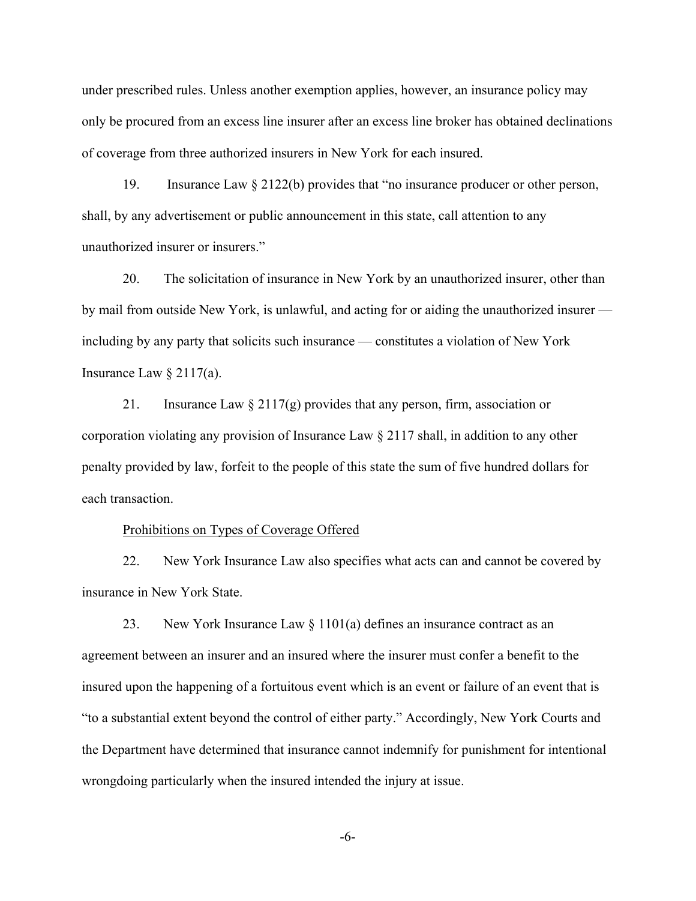under prescribed rules. Unless another exemption applies, however, an insurance policy may only be procured from an excess line insurer after an excess line broker has obtained declinations of coverage from three authorized insurers in New York for each insured.

19. Insurance Law § 2122(b) provides that "no insurance producer or other person, shall, by any advertisement or public announcement in this state, call attention to any unauthorized insurer or insurers."

20. The solicitation of insurance in New York by an unauthorized insurer, other than by mail from outside New York, is unlawful, and acting for or aiding the unauthorized insurer — including by any party that solicits such insurance — constitutes a violation of New York Insurance Law § 2117(a).

21. Insurance Law § 2117(g) provides that any person, firm, association or corporation violating any provision of Insurance Law § 2117 shall, in addition to any other penalty provided by law, forfeit to the people of this state the sum of five hundred dollars for each transaction.

Prohibitions on Types of Coverage Offered

22. New York Insurance Law also specifies what acts can and cannot be covered by insurance in New York State.

23. New York Insurance Law § 1101(a) defines an insurance contract as an agreement between an insurer and an insured where the insurer must confer a benefit to the insured upon the happening of a fortuitous event which is an event or failure of an event that is "to a substantial extent beyond the control of either party." Accordingly, New York Courts and the Department have determined that insurance cannot indemnify for punishment for intentional wrongdoing particularly when the insured intended the injury at issue.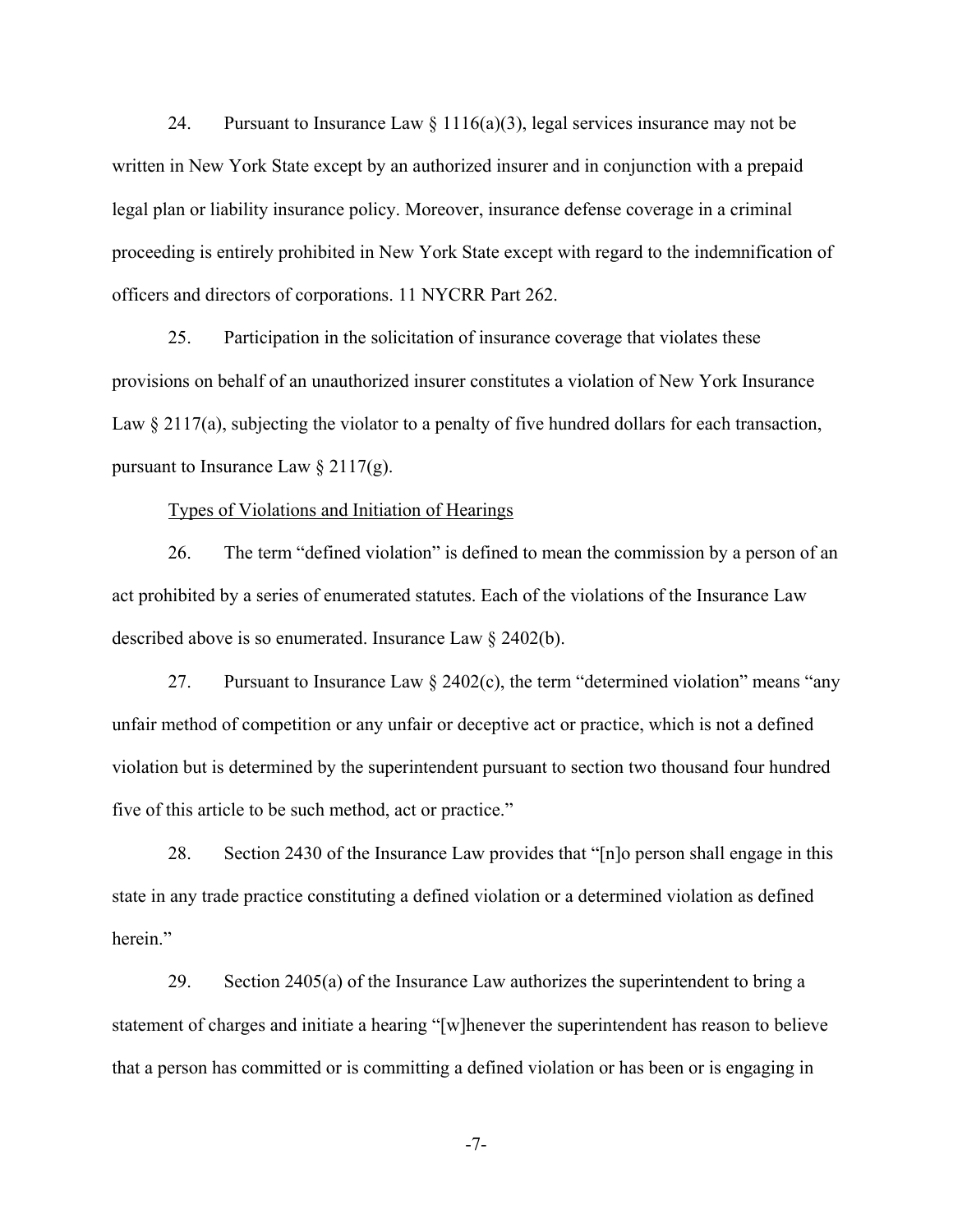24. Pursuant to Insurance Law § 1116(a)(3), legal services insurance may not be written in New York State except by an authorized insurer and in conjunction with a prepaid legal plan or liability insurance policy. Moreover, insurance defense coverage in a criminal proceeding is entirely prohibited in New York State except with regard to the indemnification of officers and directors of corporations. 11 NYCRR Part 262.

25. Participation in the solicitation of insurance coverage that violates these provisions on behalf of an unauthorized insurer constitutes a violation of New York Insurance Law § 2117(a), subjecting the violator to a penalty of five hundred dollars for each transaction, pursuant to Insurance Law § 2117(g).

Types of Violations and Initiation of Hearings

26. The term "defined violation" is defined to mean the commission by a person of an act prohibited by a series of enumerated statutes. Each of the violations of the Insurance Law described above is so enumerated. Insurance Law § 2402(b).

27. Pursuant to Insurance Law § 2402(c), the term "determined violation" means "any unfair method of competition or any unfair or deceptive act or practice, which is not a defined violation but is determined by the superintendent pursuant to section two thousand four hundred five of this article to be such method, act or practice."

28. Section 2430 of the Insurance Law provides that "[n]o person shall engage in this state in any trade practice constituting a defined violation or a determined violation as defined herein."

29. Section 2405(a) of the Insurance Law authorizes the superintendent to bring a statement of charges and initiate a hearing "[w]henever the superintendent has reason to believe that a person has committed or is committing a defined violation or has been or is engaging in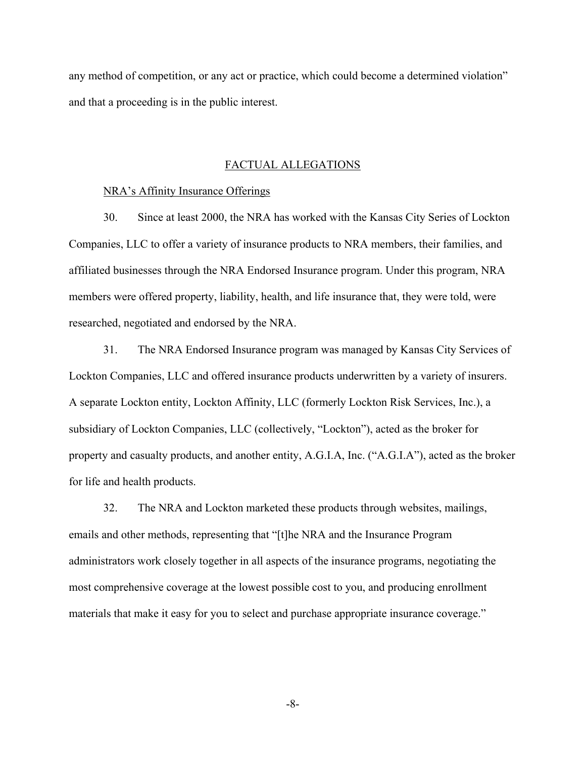any method of competition, or any act or practice, which could become a determined violation" and that a proceeding is in the public interest.

## FACTUAL ALLEGATIONS

### NRA's Affinity Insurance Offerings

30. Since at least 2000, the NRA has worked with the Kansas City Series of Lockton Companies, LLC to offer a variety of insurance products to NRA members, their families, and affiliated businesses through the NRA Endorsed Insurance program. Under this program, NRA members were offered property, liability, health, and life insurance that, they were told, were researched, negotiated and endorsed by the NRA.

31. The NRA Endorsed Insurance program was managed by Kansas City Services of Lockton Companies, LLC and offered insurance products underwritten by a variety of insurers. A separate Lockton entity, Lockton Affinity, LLC (formerly Lockton Risk Services, Inc.), a subsidiary of Lockton Companies, LLC (collectively, "Lockton"), acted as the broker for property and casualty products, and another entity, A.G.I.A, Inc. ("A.G.I.A"), acted as the broker for life and health products.

32. The NRA and Lockton marketed these products through websites, mailings, emails and other methods, representing that "[t]he NRA and the Insurance Program administrators work closely together in all aspects of the insurance programs, negotiating the most comprehensive coverage at the lowest possible cost to you, and producing enrollment materials that make it easy for you to select and purchase appropriate insurance coverage."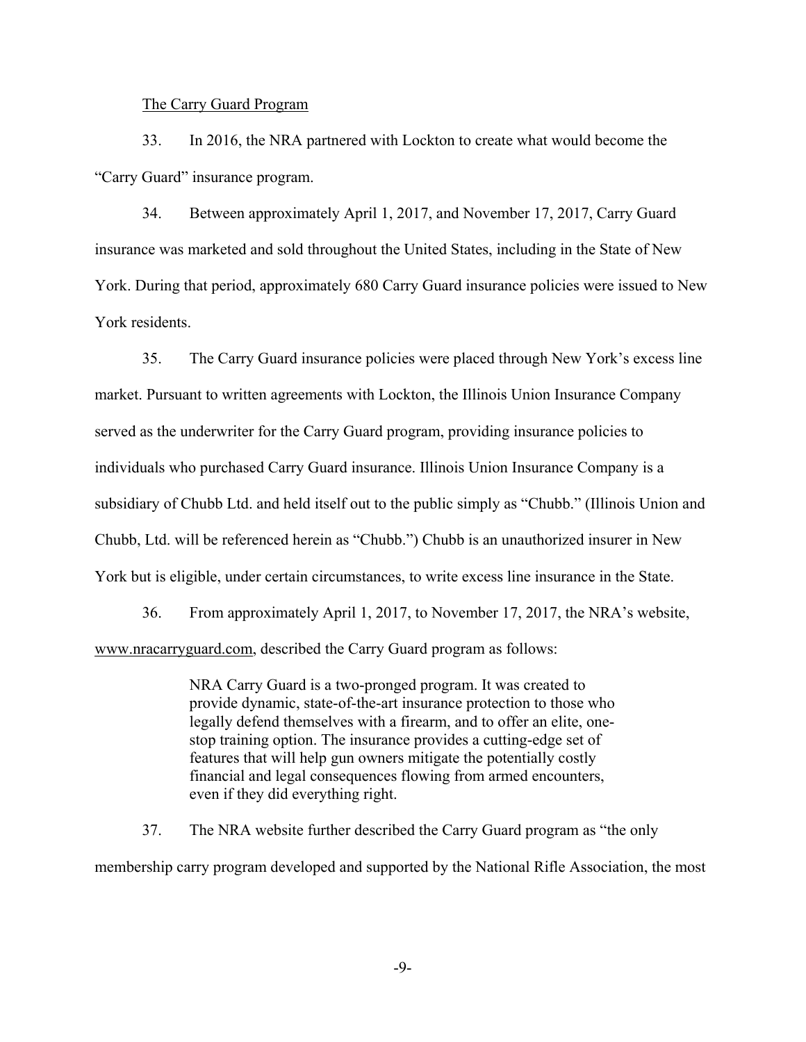The Carry Guard Program

33. In 2016, the NRA partnered with Lockton to create what would become the "Carry Guard" insurance program.

34. Between approximately April 1, 2017, and November 17, 2017, Carry Guard insurance was marketed and sold throughout the United States, including in the State of New York. During that period, approximately 680 Carry Guard insurance policies were issued to New York residents.

35. The Carry Guard insurance policies were placed through New York's excess line market. Pursuant to written agreements with Lockton, the Illinois Union Insurance Company served as the underwriter for the Carry Guard program, providing insurance policies to individuals who purchased Carry Guard insurance. Illinois Union Insurance Company is a subsidiary of Chubb Ltd. and held itself out to the public simply as "Chubb." (Illinois Union and Chubb, Ltd. will be referenced herein as "Chubb.") Chubb is an unauthorized insurer in New York but is eligible, under certain circumstances, to write excess line insurance in the State.

36. From approximately April 1, 2017, to November 17, 2017, the NRA's website, www.nracarryguard.com, described the Carry Guard program as follows:

> NRA Carry Guard is a two-pronged program. It was created to provide dynamic, state-of-the-art insurance protection to those who legally defend themselves with a firearm, and to offer an elite, one-stop training option. The insurance provides a cutting-edge set of features that will help gun owners mitigate the potentially costly financial and legal consequences flowing from armed encounters, even if they did everything right.

37. The NRA website further described the Carry Guard program as "the only membership carry program developed and supported by the National Rifle Association, the most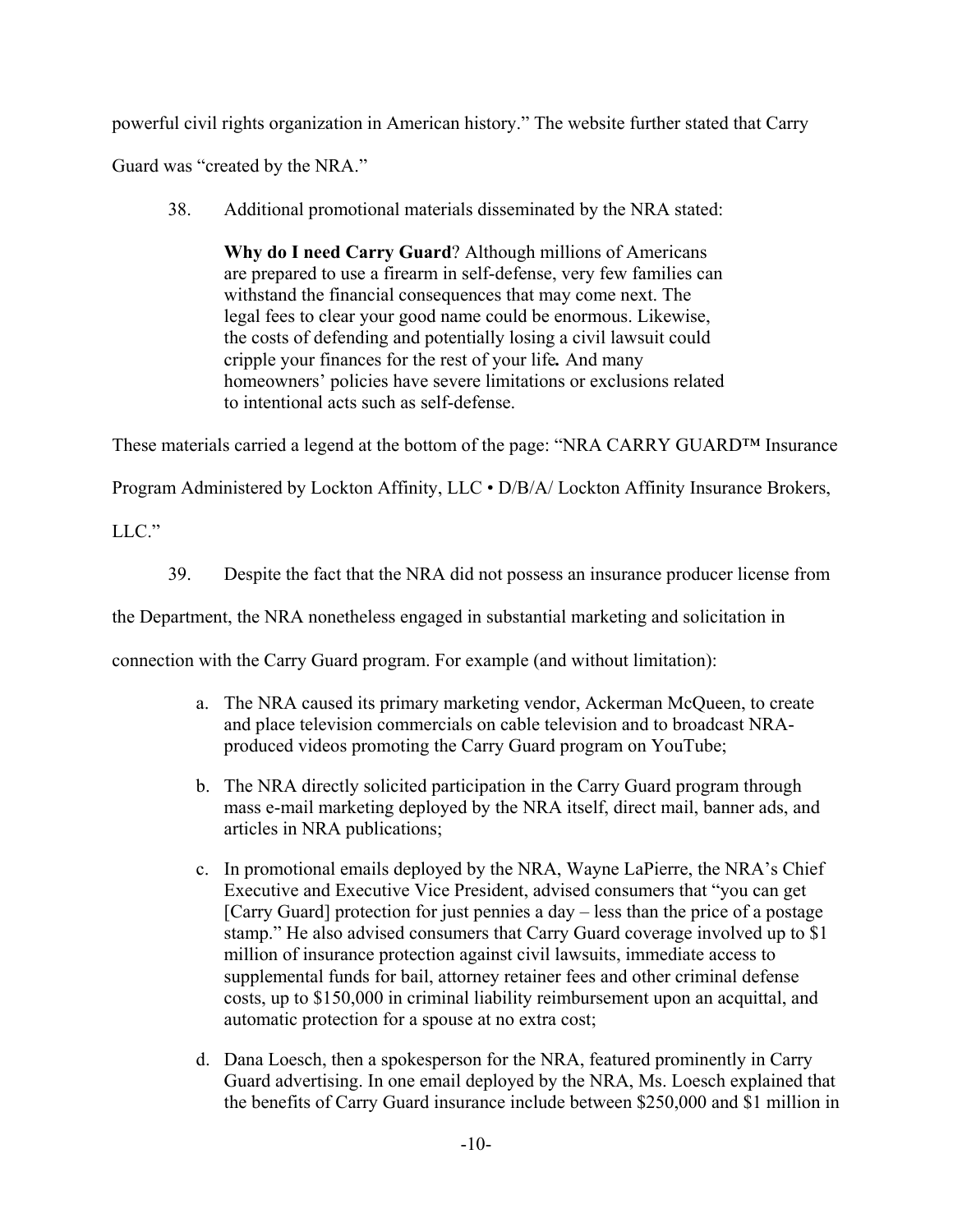powerful civil rights organization in American history." The website further stated that Carry Guard was "created by the NRA."

38. Additional promotional materials disseminated by the NRA stated:

> **Why do I need Carry Guard**? Although millions of Americans are prepared to use a firearm in self-defense, very few families can withstand the financial consequences that may come next. The legal fees to clear your good name could be enormous. Likewise, the costs of defending and potentially losing a civil lawsuit could cripple your finances for the rest of your life*.* And many homeowners' policies have severe limitations or exclusions related to intentional acts such as self-defense.

These materials carried a legend at the bottom of the page: "NRA CARRY GUARD™ Insurance Program Administered by Lockton Affinity, LLC • D/B/A/ Lockton Affinity Insurance Brokers, LLC."

39. Despite the fact that the NRA did not possess an insurance producer license from the Department, the NRA nonetheless engaged in substantial marketing and solicitation in connection with the Carry Guard program. For example (and without limitation):

a. The NRA caused its primary marketing vendor, Ackerman McQueen, to create and place television commercials on cable television and to broadcast NRA-produced videos promoting the Carry Guard program on YouTube;

b. The NRA directly solicited participation in the Carry Guard program through mass e-mail marketing deployed by the NRA itself, direct mail, banner ads, and articles in NRA publications;

c. In promotional emails deployed by the NRA, Wayne LaPierre, the NRA's Chief Executive and Executive Vice President, advised consumers that "you can get [Carry Guard] protection for just pennies a day – less than the price of a postage stamp." He also advised consumers that Carry Guard coverage involved up to $1 million of insurance protection against civil lawsuits, immediate access to supplemental funds for bail, attorney retainer fees and other criminal defense costs, up to $150,000 in criminal liability reimbursement upon an acquittal, and automatic protection for a spouse at no extra cost;

d. Dana Loesch, then a spokesperson for the NRA, featured prominently in Carry Guard advertising. In one email deployed by the NRA, Ms. Loesch explained that the benefits of Carry Guard insurance include between $250,000 and $1 million in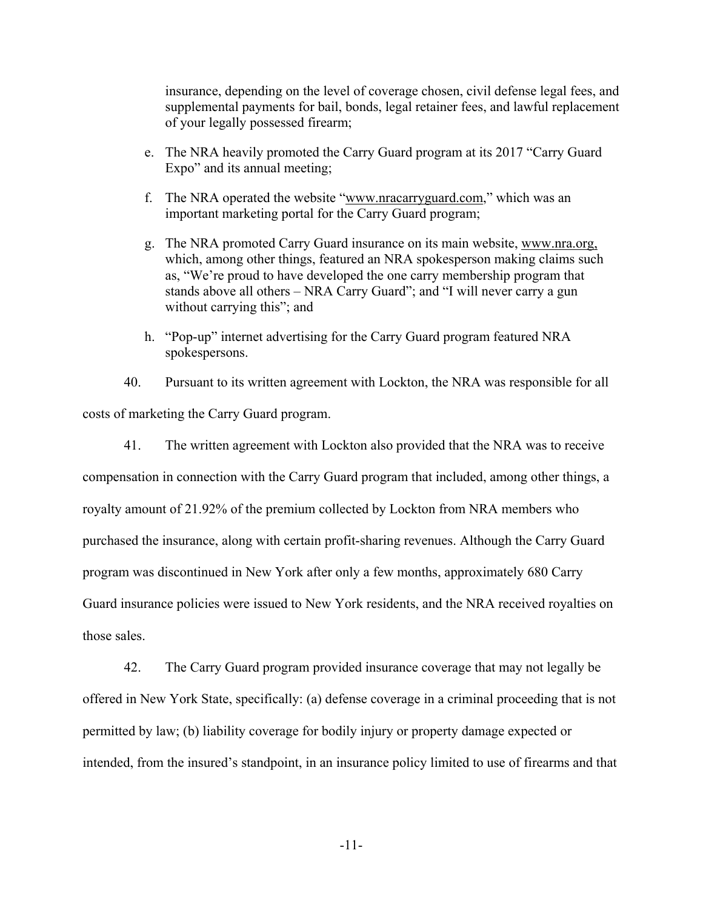insurance, depending on the level of coverage chosen, civil defense legal fees, and supplemental payments for bail, bonds, legal retainer fees, and lawful replacement of your legally possessed firearm;

e. The NRA heavily promoted the Carry Guard program at its 2017 "Carry Guard Expo" and its annual meeting;

f. The NRA operated the website "www.nracarryguard.com," which was an important marketing portal for the Carry Guard program;

g. The NRA promoted Carry Guard insurance on its main website, www.nra.org, which, among other things, featured an NRA spokesperson making claims such as, "We're proud to have developed the one carry membership program that stands above all others – NRA Carry Guard"; and "I will never carry a gun without carrying this"; and

h. "Pop-up" internet advertising for the Carry Guard program featured NRA spokespersons.

40. Pursuant to its written agreement with Lockton, the NRA was responsible for all costs of marketing the Carry Guard program.

41. The written agreement with Lockton also provided that the NRA was to receive compensation in connection with the Carry Guard program that included, among other things, a royalty amount of 21.92% of the premium collected by Lockton from NRA members who purchased the insurance, along with certain profit-sharing revenues. Although the Carry Guard program was discontinued in New York after only a few months, approximately 680 Carry Guard insurance policies were issued to New York residents, and the NRA received royalties on those sales.

42. The Carry Guard program provided insurance coverage that may not legally be offered in New York State, specifically: (a) defense coverage in a criminal proceeding that is not permitted by law; (b) liability coverage for bodily injury or property damage expected or intended, from the insured's standpoint, in an insurance policy limited to use of firearms and that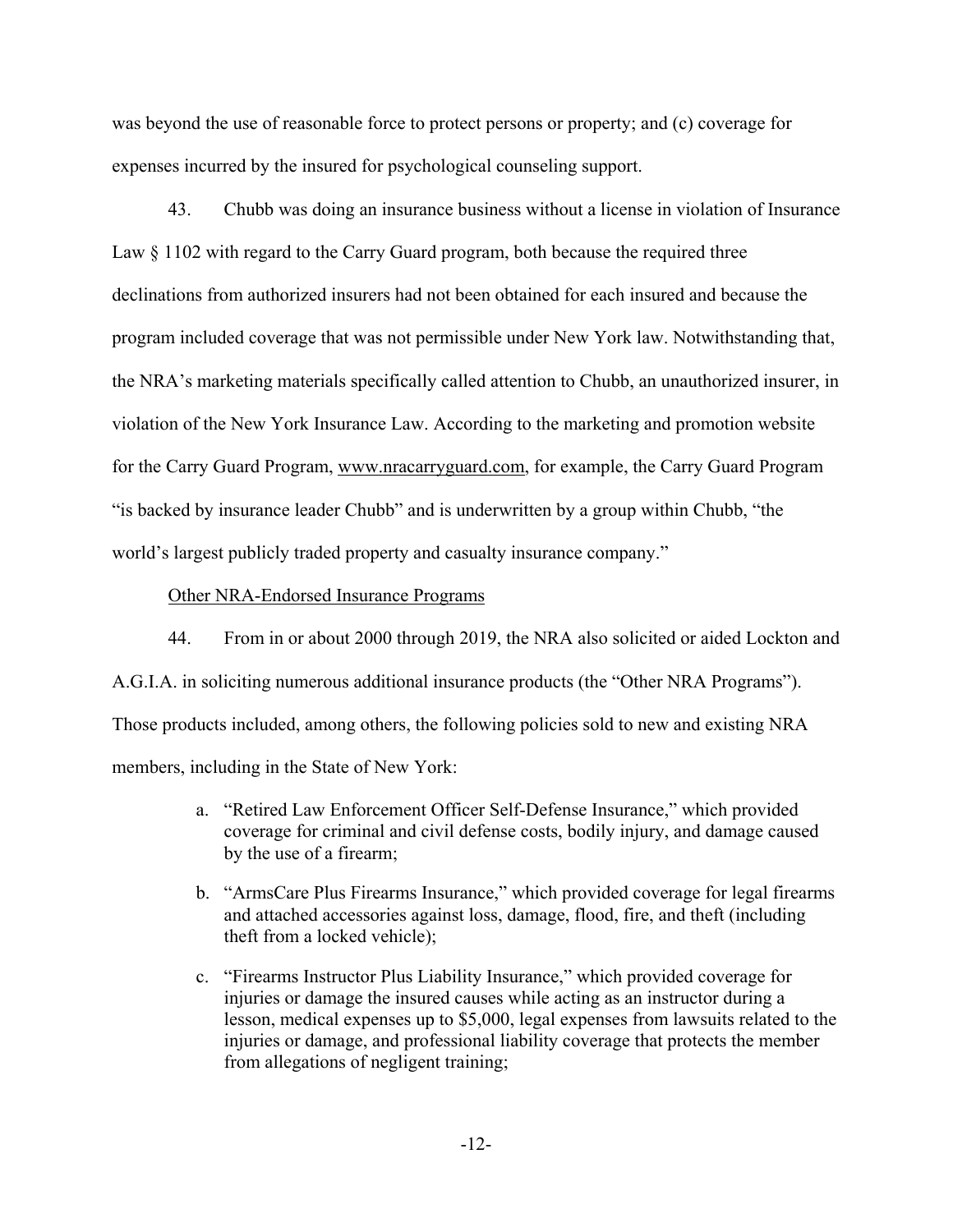was beyond the use of reasonable force to protect persons or property; and (c) coverage for expenses incurred by the insured for psychological counseling support.

43. Chubb was doing an insurance business without a license in violation of Insurance Law § 1102 with regard to the Carry Guard program, both because the required three declinations from authorized insurers had not been obtained for each insured and because the program included coverage that was not permissible under New York law. Notwithstanding that, the NRA's marketing materials specifically called attention to Chubb, an unauthorized insurer, in violation of the New York Insurance Law. According to the marketing and promotion website for the Carry Guard Program, www.nracarryguard.com, for example, the Carry Guard Program "is backed by insurance leader Chubb" and is underwritten by a group within Chubb, "the world's largest publicly traded property and casualty insurance company."

Other NRA-Endorsed Insurance Programs

44. From in or about 2000 through 2019, the NRA also solicited or aided Lockton and A.G.I.A. in soliciting numerous additional insurance products (the "Other NRA Programs"). Those products included, among others, the following policies sold to new and existing NRA members, including in the State of New York:

a. "Retired Law Enforcement Officer Self-Defense Insurance," which provided coverage for criminal and civil defense costs, bodily injury, and damage caused by the use of a firearm;

b. "ArmsCare Plus Firearms Insurance," which provided coverage for legal firearms and attached accessories against loss, damage, flood, fire, and theft (including theft from a locked vehicle);

c. "Firearms Instructor Plus Liability Insurance," which provided coverage for injuries or damage the insured causes while acting as an instructor during a lesson, medical expenses up to $5,000, legal expenses from lawsuits related to the injuries or damage, and professional liability coverage that protects the member from allegations of negligent training;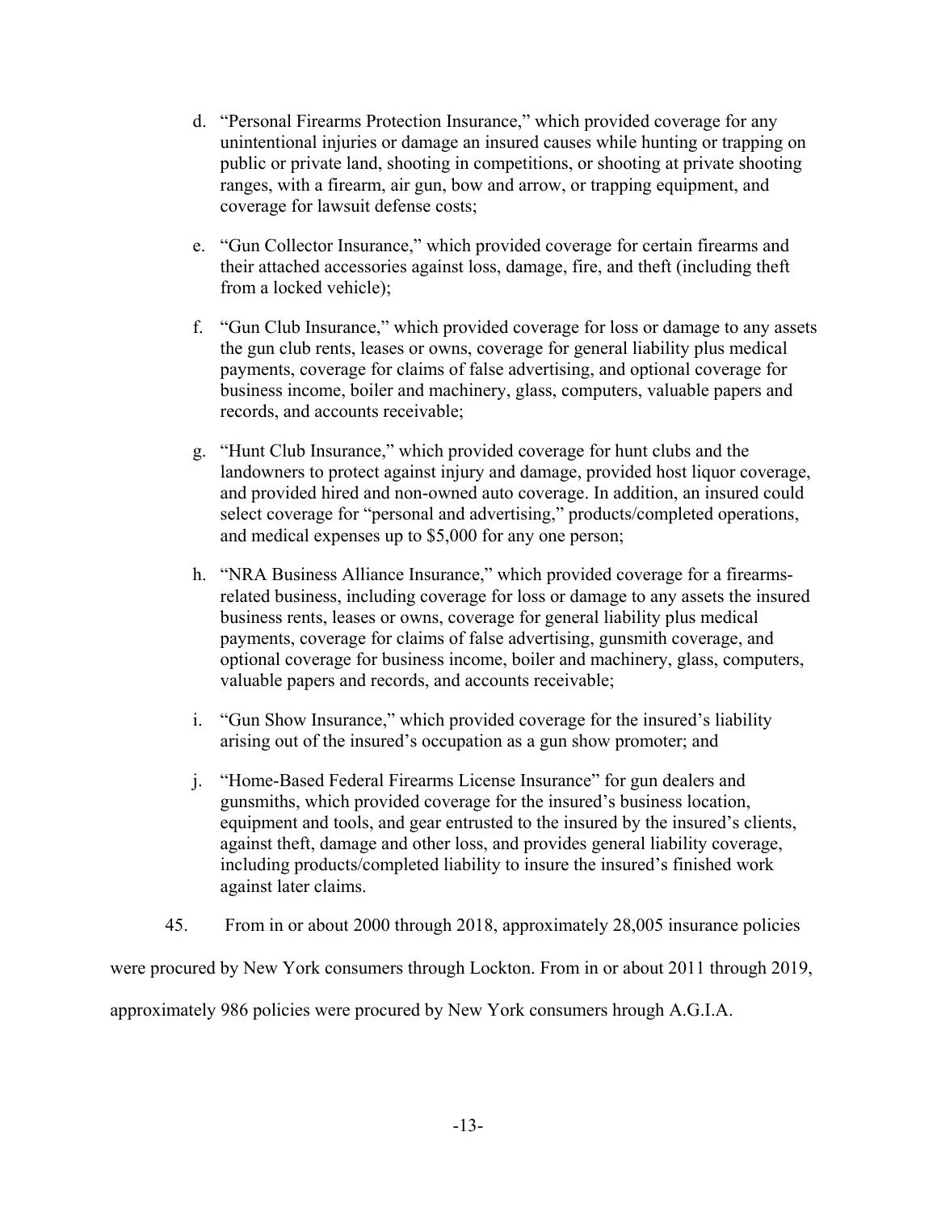d. "Personal Firearms Protection Insurance," which provided coverage for any unintentional injuries or damage an insured causes while hunting or trapping on public or private land, shooting in competitions, or shooting at private shooting ranges, with a firearm, air gun, bow and arrow, or trapping equipment, and coverage for lawsuit defense costs;

e. "Gun Collector Insurance," which provided coverage for certain firearms and their attached accessories against loss, damage, fire, and theft (including theft from a locked vehicle);

f. "Gun Club Insurance," which provided coverage for loss or damage to any assets the gun club rents, leases or owns, coverage for general liability plus medical payments, coverage for claims of false advertising, and optional coverage for business income, boiler and machinery, glass, computers, valuable papers and records, and accounts receivable;

g. "Hunt Club Insurance," which provided coverage for hunt clubs and the landowners to protect against injury and damage, provided host liquor coverage, and provided hired and non-owned auto coverage. In addition, an insured could select coverage for "personal and advertising," products/completed operations, and medical expenses up to $5,000 for any one person;

h. "NRA Business Alliance Insurance," which provided coverage for a firearms-related business, including coverage for loss or damage to any assets the insured business rents, leases or owns, coverage for general liability plus medical payments, coverage for claims of false advertising, gunsmith coverage, and optional coverage for business income, boiler and machinery, glass, computers, valuable papers and records, and accounts receivable;

i. "Gun Show Insurance," which provided coverage for the insured's liability arising out of the insured's occupation as a gun show promoter; and

j. "Home-Based Federal Firearms License Insurance" for gun dealers and gunsmiths, which provided coverage for the insured's business location, equipment and tools, and gear entrusted to the insured by the insured's clients, against theft, damage and other loss, and provides general liability coverage, including products/completed liability to insure the insured's finished work against later claims.

45. From in or about 2000 through 2018, approximately 28,005 insurance policies were procured by New York consumers through Lockton. From in or about 2011 through 2019, approximately 986 policies were procured by New York consumers hrough A.G.I.A.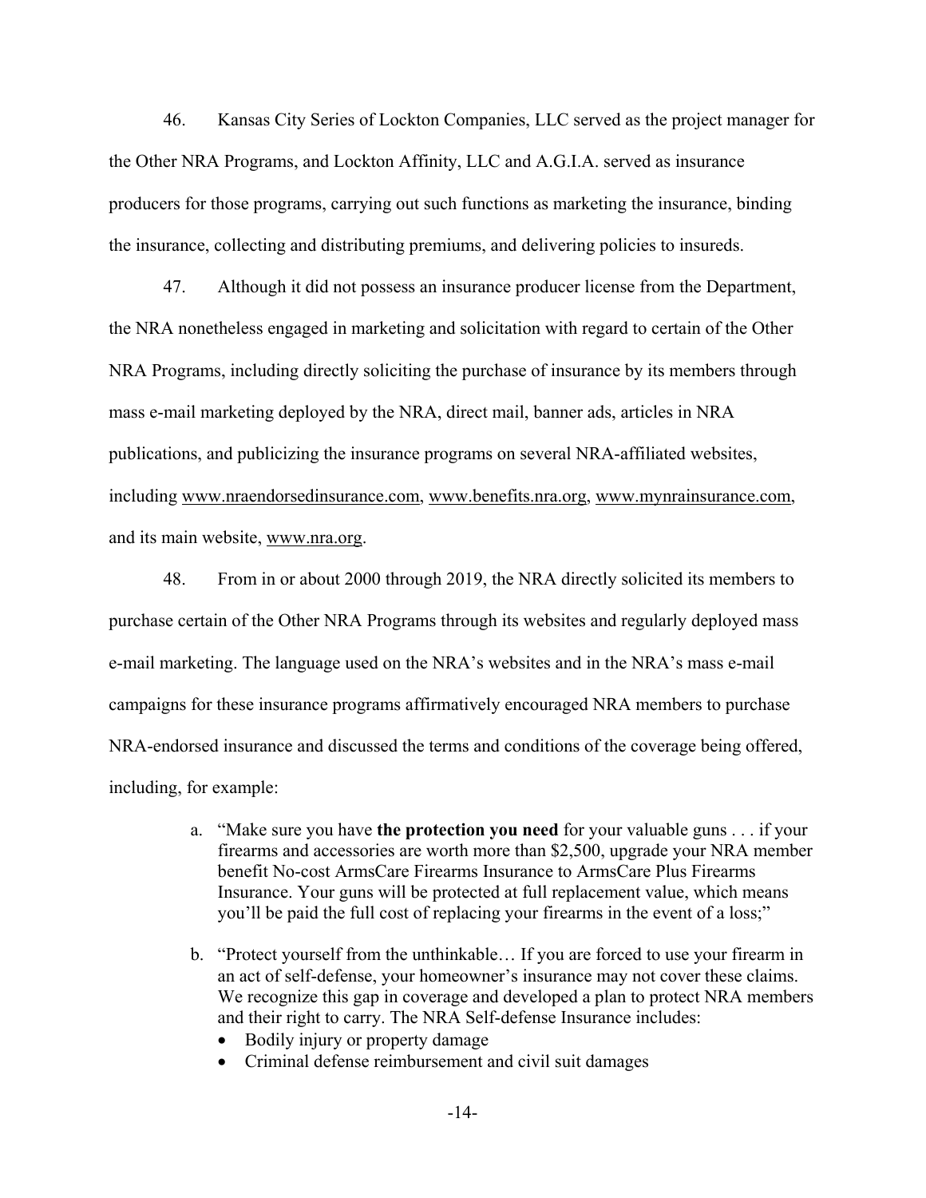46. Kansas City Series of Lockton Companies, LLC served as the project manager for the Other NRA Programs, and Lockton Affinity, LLC and A.G.I.A. served as insurance producers for those programs, carrying out such functions as marketing the insurance, binding the insurance, collecting and distributing premiums, and delivering policies to insureds.

47. Although it did not possess an insurance producer license from the Department, the NRA nonetheless engaged in marketing and solicitation with regard to certain of the Other NRA Programs, including directly soliciting the purchase of insurance by its members through mass e-mail marketing deployed by the NRA, direct mail, banner ads, articles in NRA publications, and publicizing the insurance programs on several NRA-affiliated websites, including www.nraendorsedinsurance.com, www.benefits.nra.org, www.mynrainsurance.com, and its main website, www.nra.org.

48. From in or about 2000 through 2019, the NRA directly solicited its members to purchase certain of the Other NRA Programs through its websites and regularly deployed mass e-mail marketing. The language used on the NRA's websites and in the NRA's mass e-mail campaigns for these insurance programs affirmatively encouraged NRA members to purchase NRA-endorsed insurance and discussed the terms and conditions of the coverage being offered, including, for example:

a. "Make sure you have **the protection you need** for your valuable guns . . . if your firearms and accessories are worth more than $2,500, upgrade your NRA member benefit No-cost ArmsCare Firearms Insurance to ArmsCare Plus Firearms Insurance. Your guns will be protected at full replacement value, which means you'll be paid the full cost of replacing your firearms in the event of a loss;"

b. "Protect yourself from the unthinkable… If you are forced to use your firearm in an act of self-defense, your homeowner's insurance may not cover these claims. We recognize this gap in coverage and developed a plan to protect NRA members and their right to carry. The NRA Self-defense Insurance includes:
   - Bodily injury or property damage
   - Criminal defense reimbursement and civil suit damages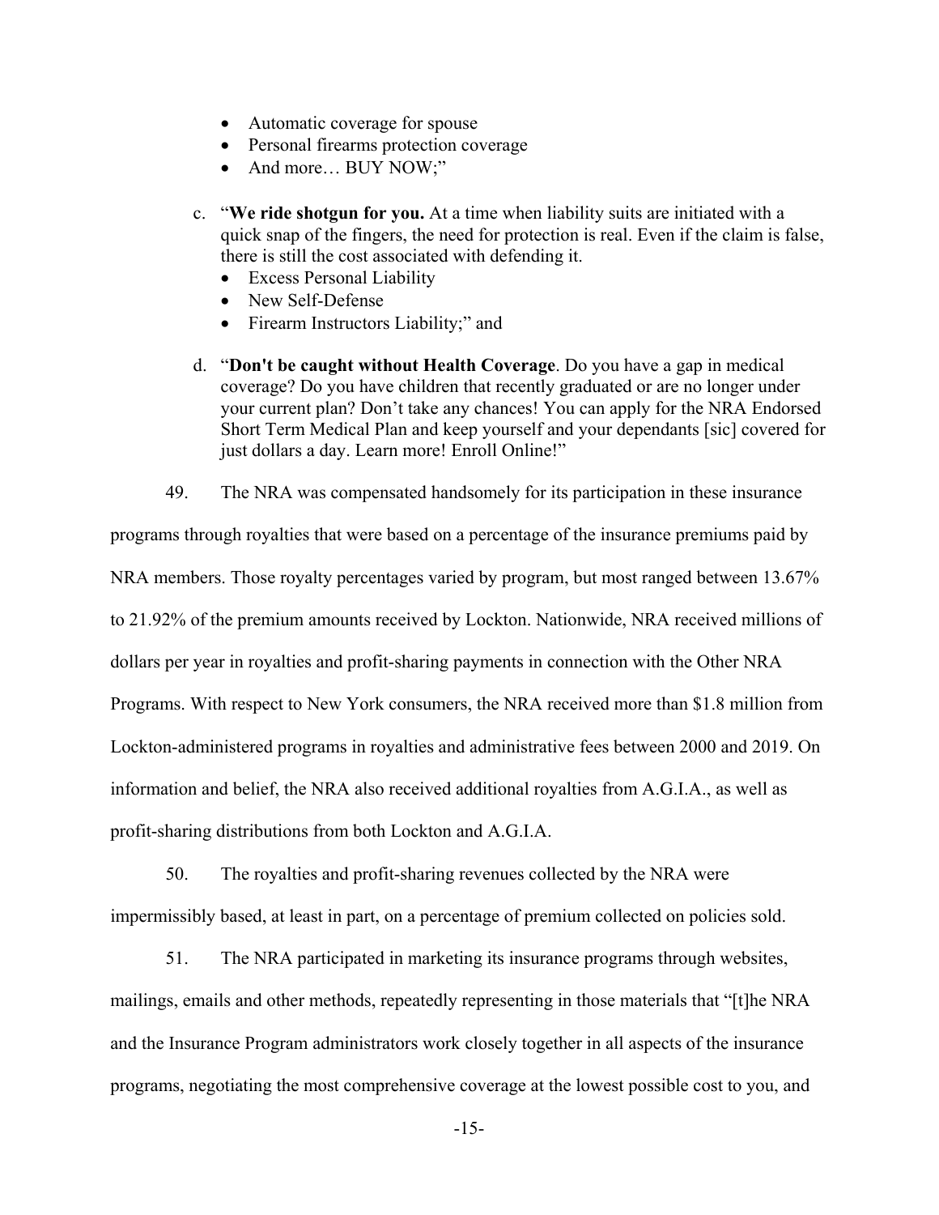- Automatic coverage for spouse
- Personal firearms protection coverage
- And more… BUY NOW;"

c. "**We ride shotgun for you.** At a time when liability suits are initiated with a quick snap of the fingers, the need for protection is real. Even if the claim is false, there is still the cost associated with defending it.
   - Excess Personal Liability
   - New Self-Defense
   - Firearm Instructors Liability;" and

d. "**Don't be caught without Health Coverage**. Do you have a gap in medical coverage? Do you have children that recently graduated or are no longer under your current plan? Don't take any chances! You can apply for the NRA Endorsed Short Term Medical Plan and keep yourself and your dependants [sic] covered for just dollars a day. Learn more! Enroll Online!"

49. The NRA was compensated handsomely for its participation in these insurance programs through royalties that were based on a percentage of the insurance premiums paid by NRA members. Those royalty percentages varied by program, but most ranged between 13.67% to 21.92% of the premium amounts received by Lockton. Nationwide, NRA received millions of dollars per year in royalties and profit-sharing payments in connection with the Other NRA Programs. With respect to New York consumers, the NRA received more than $1.8 million from Lockton-administered programs in royalties and administrative fees between 2000 and 2019. On information and belief, the NRA also received additional royalties from A.G.I.A., as well as profit-sharing distributions from both Lockton and A.G.I.A.

50. The royalties and profit-sharing revenues collected by the NRA were impermissibly based, at least in part, on a percentage of premium collected on policies sold.

51. The NRA participated in marketing its insurance programs through websites, mailings, emails and other methods, repeatedly representing in those materials that "[t]he NRA and the Insurance Program administrators work closely together in all aspects of the insurance programs, negotiating the most comprehensive coverage at the lowest possible cost to you, and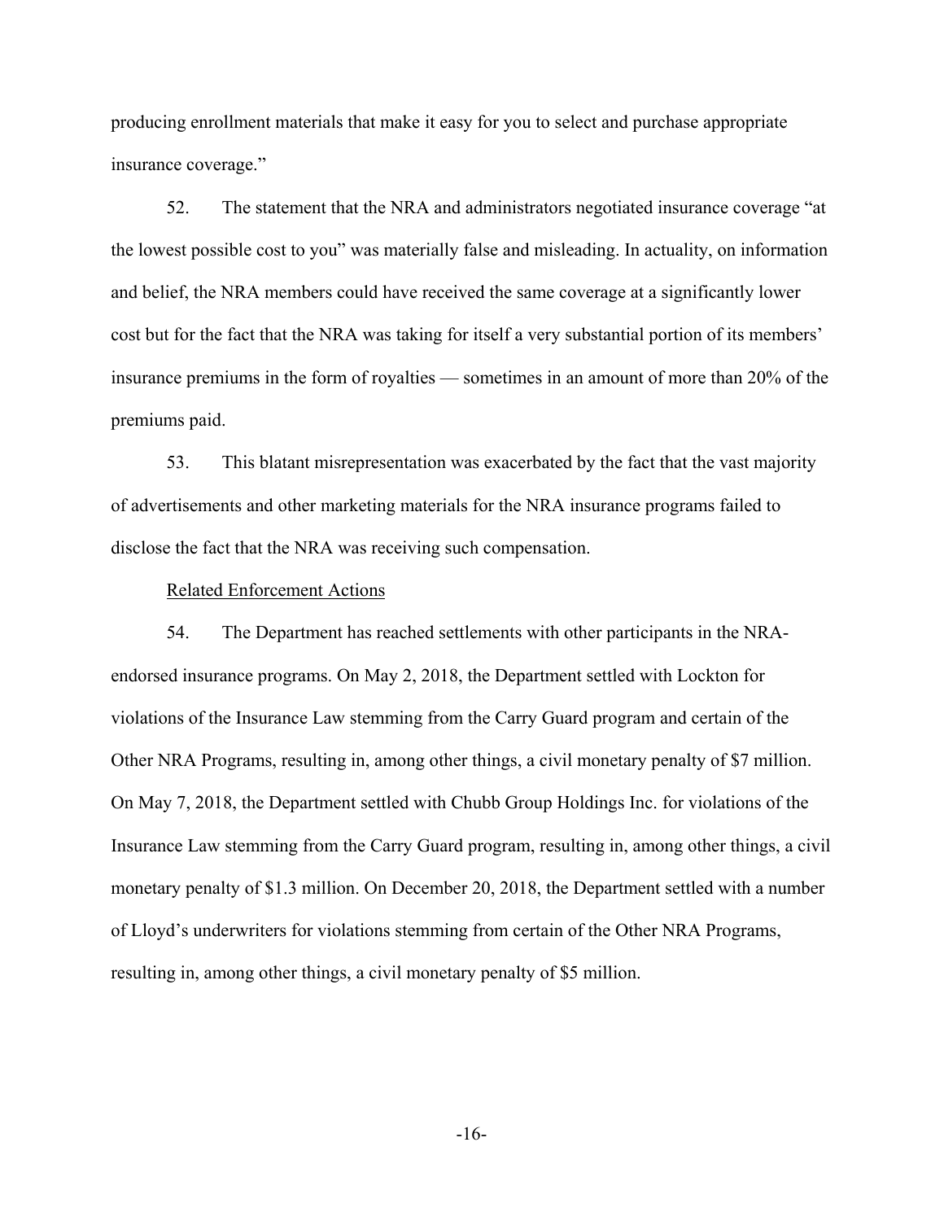producing enrollment materials that make it easy for you to select and purchase appropriate insurance coverage."

52. The statement that the NRA and administrators negotiated insurance coverage "at the lowest possible cost to you" was materially false and misleading. In actuality, on information and belief, the NRA members could have received the same coverage at a significantly lower cost but for the fact that the NRA was taking for itself a very substantial portion of its members' insurance premiums in the form of royalties — sometimes in an amount of more than 20% of the premiums paid.

53. This blatant misrepresentation was exacerbated by the fact that the vast majority of advertisements and other marketing materials for the NRA insurance programs failed to disclose the fact that the NRA was receiving such compensation.

<u>Related Enforcement Actions</u>

54. The Department has reached settlements with other participants in the NRA-endorsed insurance programs. On May 2, 2018, the Department settled with Lockton for violations of the Insurance Law stemming from the Carry Guard program and certain of the Other NRA Programs, resulting in, among other things, a civil monetary penalty of $7 million. On May 7, 2018, the Department settled with Chubb Group Holdings Inc. for violations of the Insurance Law stemming from the Carry Guard program, resulting in, among other things, a civil monetary penalty of $1.3 million. On December 20, 2018, the Department settled with a number of Lloyd's underwriters for violations stemming from certain of the Other NRA Programs, resulting in, among other things, a civil monetary penalty of $5 million.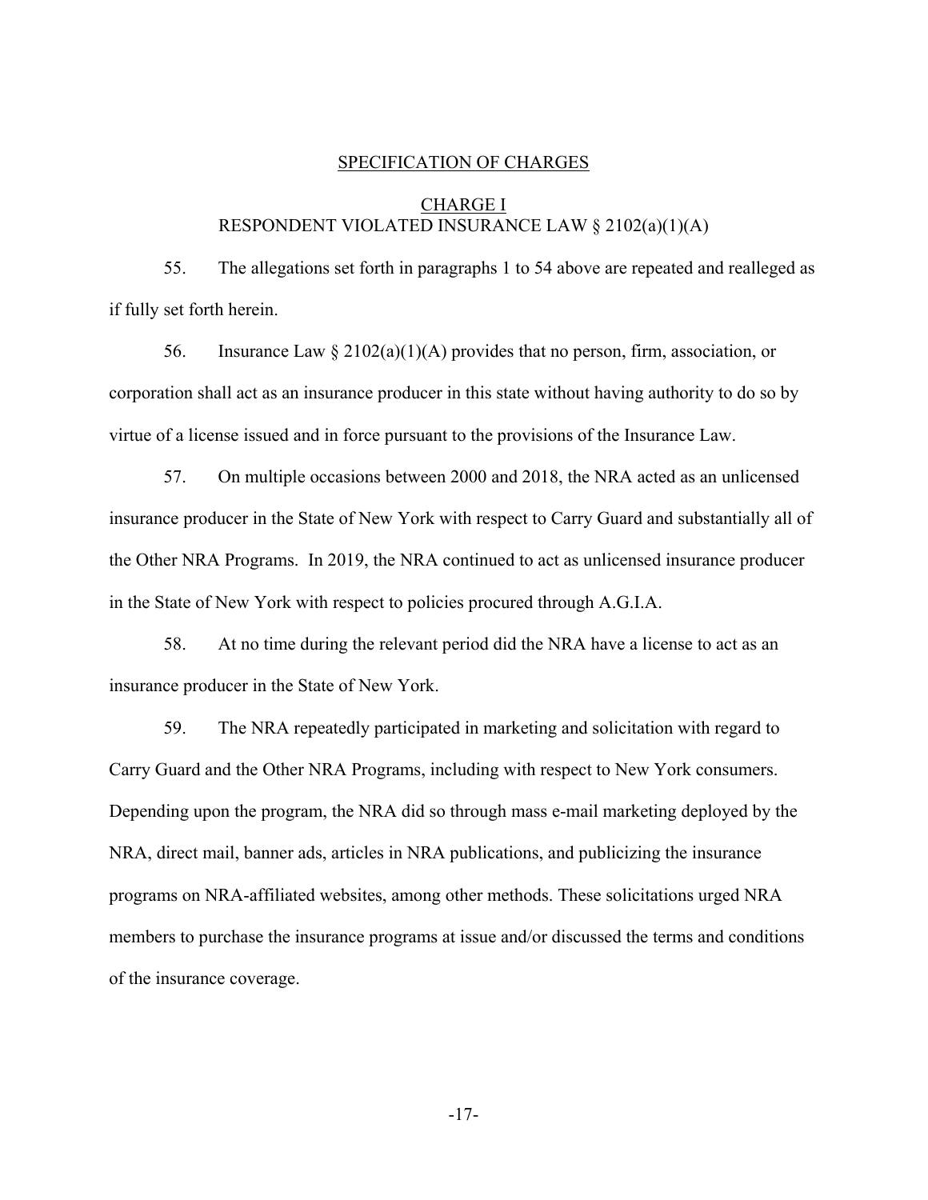## SPECIFICATION OF CHARGES

### CHARGE I
### RESPONDENT VIOLATED INSURANCE LAW § 2102(a)(1)(A)

55. The allegations set forth in paragraphs 1 to 54 above are repeated and realleged as if fully set forth herein.

56. Insurance Law § 2102(a)(1)(A) provides that no person, firm, association, or corporation shall act as an insurance producer in this state without having authority to do so by virtue of a license issued and in force pursuant to the provisions of the Insurance Law.

57. On multiple occasions between 2000 and 2018, the NRA acted as an unlicensed insurance producer in the State of New York with respect to Carry Guard and substantially all of the Other NRA Programs. In 2019, the NRA continued to act as unlicensed insurance producer in the State of New York with respect to policies procured through A.G.I.A.

58. At no time during the relevant period did the NRA have a license to act as an insurance producer in the State of New York.

59. The NRA repeatedly participated in marketing and solicitation with regard to Carry Guard and the Other NRA Programs, including with respect to New York consumers. Depending upon the program, the NRA did so through mass e-mail marketing deployed by the NRA, direct mail, banner ads, articles in NRA publications, and publicizing the insurance programs on NRA-affiliated websites, among other methods. These solicitations urged NRA members to purchase the insurance programs at issue and/or discussed the terms and conditions of the insurance coverage.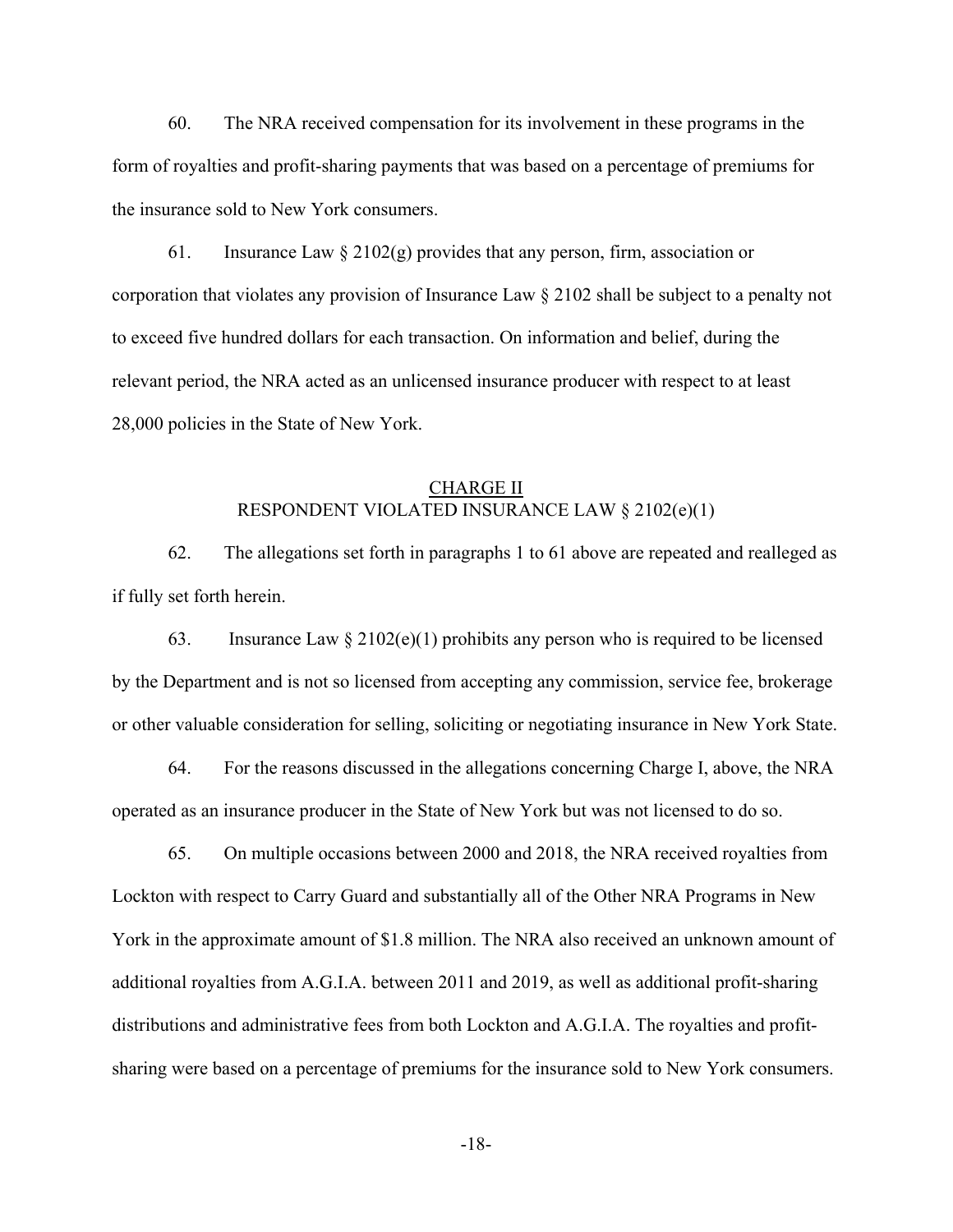60. The NRA received compensation for its involvement in these programs in the form of royalties and profit-sharing payments that was based on a percentage of premiums for the insurance sold to New York consumers.

61. Insurance Law § 2102(g) provides that any person, firm, association or corporation that violates any provision of Insurance Law § 2102 shall be subject to a penalty not to exceed five hundred dollars for each transaction. On information and belief, during the relevant period, the NRA acted as an unlicensed insurance producer with respect to at least 28,000 policies in the State of New York.

## CHARGE II
## RESPONDENT VIOLATED INSURANCE LAW § 2102(e)(1)

62. The allegations set forth in paragraphs 1 to 61 above are repeated and realleged as if fully set forth herein.

63. Insurance Law § 2102(e)(1) prohibits any person who is required to be licensed by the Department and is not so licensed from accepting any commission, service fee, brokerage or other valuable consideration for selling, soliciting or negotiating insurance in New York State.

64. For the reasons discussed in the allegations concerning Charge I, above, the NRA operated as an insurance producer in the State of New York but was not licensed to do so.

65. On multiple occasions between 2000 and 2018, the NRA received royalties from Lockton with respect to Carry Guard and substantially all of the Other NRA Programs in New York in the approximate amount of $1.8 million. The NRA also received an unknown amount of additional royalties from A.G.I.A. between 2011 and 2019, as well as additional profit-sharing distributions and administrative fees from both Lockton and A.G.I.A. The royalties and profit-sharing were based on a percentage of premiums for the insurance sold to New York consumers.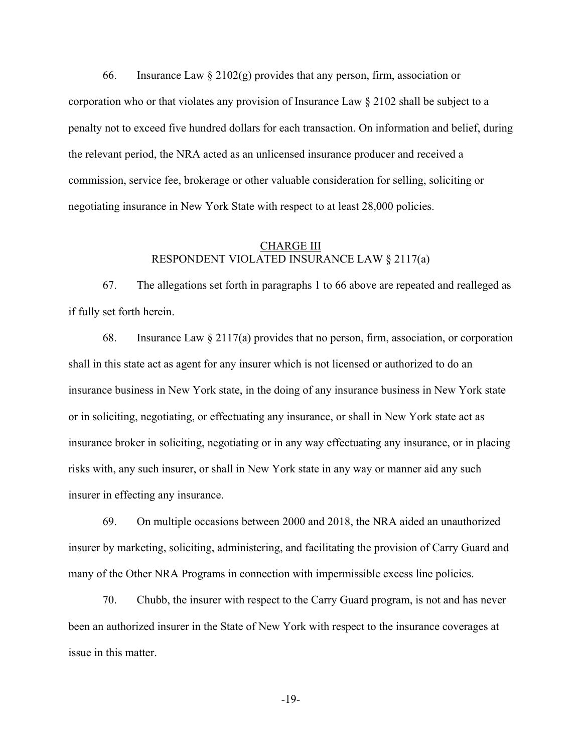66. Insurance Law § 2102(g) provides that any person, firm, association or corporation who or that violates any provision of Insurance Law § 2102 shall be subject to a penalty not to exceed five hundred dollars for each transaction. On information and belief, during the relevant period, the NRA acted as an unlicensed insurance producer and received a commission, service fee, brokerage or other valuable consideration for selling, soliciting or negotiating insurance in New York State with respect to at least 28,000 policies.

## CHARGE III
## RESPONDENT VIOLATED INSURANCE LAW § 2117(a)

67. The allegations set forth in paragraphs 1 to 66 above are repeated and realleged as if fully set forth herein.

68. Insurance Law § 2117(a) provides that no person, firm, association, or corporation shall in this state act as agent for any insurer which is not licensed or authorized to do an insurance business in New York state, in the doing of any insurance business in New York state or in soliciting, negotiating, or effectuating any insurance, or shall in New York state act as insurance broker in soliciting, negotiating or in any way effectuating any insurance, or in placing risks with, any such insurer, or shall in New York state in any way or manner aid any such insurer in effecting any insurance.

69. On multiple occasions between 2000 and 2018, the NRA aided an unauthorized insurer by marketing, soliciting, administering, and facilitating the provision of Carry Guard and many of the Other NRA Programs in connection with impermissible excess line policies.

70. Chubb, the insurer with respect to the Carry Guard program, is not and has never been an authorized insurer in the State of New York with respect to the insurance coverages at issue in this matter.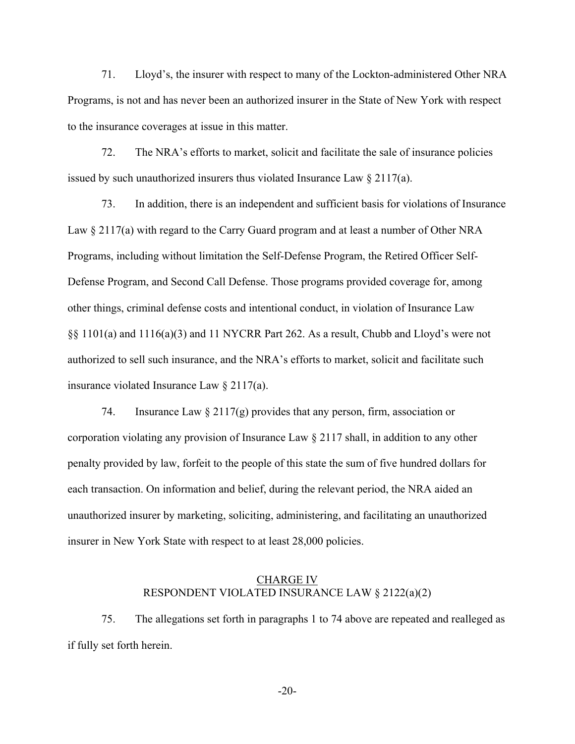71. Lloyd's, the insurer with respect to many of the Lockton-administered Other NRA Programs, is not and has never been an authorized insurer in the State of New York with respect to the insurance coverages at issue in this matter.

72. The NRA's efforts to market, solicit and facilitate the sale of insurance policies issued by such unauthorized insurers thus violated Insurance Law § 2117(a).

73. In addition, there is an independent and sufficient basis for violations of Insurance Law § 2117(a) with regard to the Carry Guard program and at least a number of Other NRA Programs, including without limitation the Self-Defense Program, the Retired Officer Self-Defense Program, and Second Call Defense. Those programs provided coverage for, among other things, criminal defense costs and intentional conduct, in violation of Insurance Law §§ 1101(a) and 1116(a)(3) and 11 NYCRR Part 262. As a result, Chubb and Lloyd's were not authorized to sell such insurance, and the NRA's efforts to market, solicit and facilitate such insurance violated Insurance Law § 2117(a).

74. Insurance Law § 2117(g) provides that any person, firm, association or corporation violating any provision of Insurance Law § 2117 shall, in addition to any other penalty provided by law, forfeit to the people of this state the sum of five hundred dollars for each transaction. On information and belief, during the relevant period, the NRA aided an unauthorized insurer by marketing, soliciting, administering, and facilitating an unauthorized insurer in New York State with respect to at least 28,000 policies.

## CHARGE IV
## RESPONDENT VIOLATED INSURANCE LAW § 2122(a)(2)

75. The allegations set forth in paragraphs 1 to 74 above are repeated and realleged as if fully set forth herein.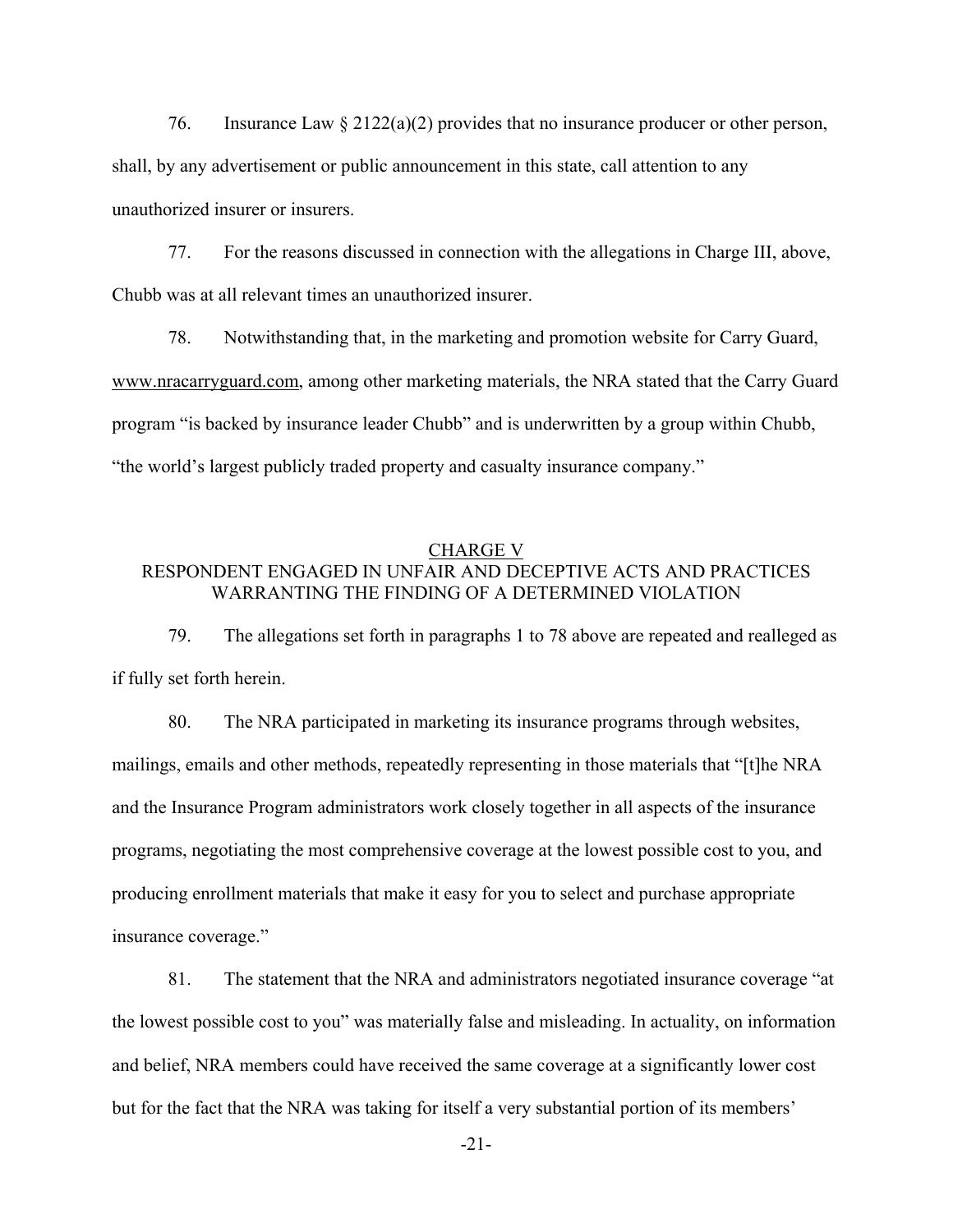76. Insurance Law § 2122(a)(2) provides that no insurance producer or other person, shall, by any advertisement or public announcement in this state, call attention to any unauthorized insurer or insurers.

77. For the reasons discussed in connection with the allegations in Charge III, above, Chubb was at all relevant times an unauthorized insurer.

78. Notwithstanding that, in the marketing and promotion website for Carry Guard, www.nracarryguard.com, among other marketing materials, the NRA stated that the Carry Guard program "is backed by insurance leader Chubb" and is underwritten by a group within Chubb, "the world's largest publicly traded property and casualty insurance company."

## CHARGE V
## RESPONDENT ENGAGED IN UNFAIR AND DECEPTIVE ACTS AND PRACTICES WARRANTING THE FINDING OF A DETERMINED VIOLATION

79. The allegations set forth in paragraphs 1 to 78 above are repeated and realleged as if fully set forth herein.

80. The NRA participated in marketing its insurance programs through websites, mailings, emails and other methods, repeatedly representing in those materials that "[t]he NRA and the Insurance Program administrators work closely together in all aspects of the insurance programs, negotiating the most comprehensive coverage at the lowest possible cost to you, and producing enrollment materials that make it easy for you to select and purchase appropriate insurance coverage."

81. The statement that the NRA and administrators negotiated insurance coverage "at the lowest possible cost to you" was materially false and misleading. In actuality, on information and belief, NRA members could have received the same coverage at a significantly lower cost but for the fact that the NRA was taking for itself a very substantial portion of its members'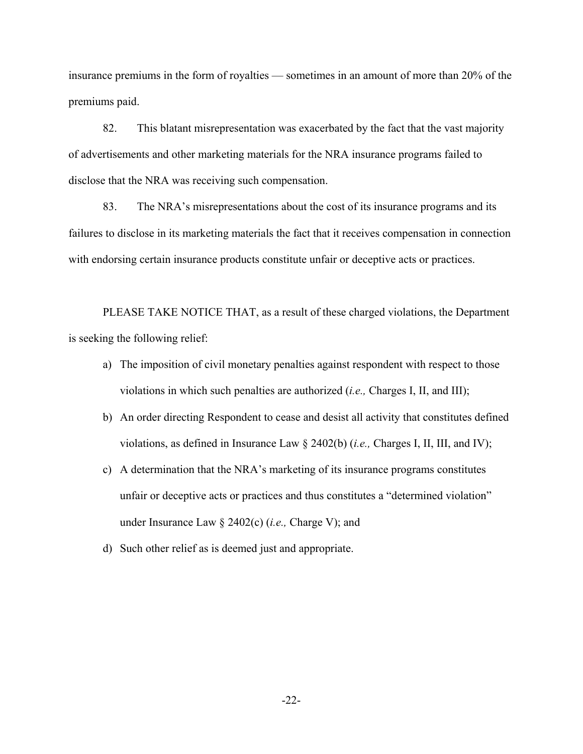insurance premiums in the form of royalties — sometimes in an amount of more than 20% of the premiums paid.

82. This blatant misrepresentation was exacerbated by the fact that the vast majority of advertisements and other marketing materials for the NRA insurance programs failed to disclose that the NRA was receiving such compensation.

83. The NRA's misrepresentations about the cost of its insurance programs and its failures to disclose in its marketing materials the fact that it receives compensation in connection with endorsing certain insurance products constitute unfair or deceptive acts or practices.

PLEASE TAKE NOTICE THAT, as a result of these charged violations, the Department is seeking the following relief:

a) The imposition of civil monetary penalties against respondent with respect to those violations in which such penalties are authorized (*i.e.,* Charges I, II, and III);

b) An order directing Respondent to cease and desist all activity that constitutes defined violations, as defined in Insurance Law § 2402(b) (*i.e.,* Charges I, II, III, and IV);

c) A determination that the NRA's marketing of its insurance programs constitutes unfair or deceptive acts or practices and thus constitutes a "determined violation" under Insurance Law § 2402(c) (*i.e.,* Charge V); and

d) Such other relief as is deemed just and appropriate.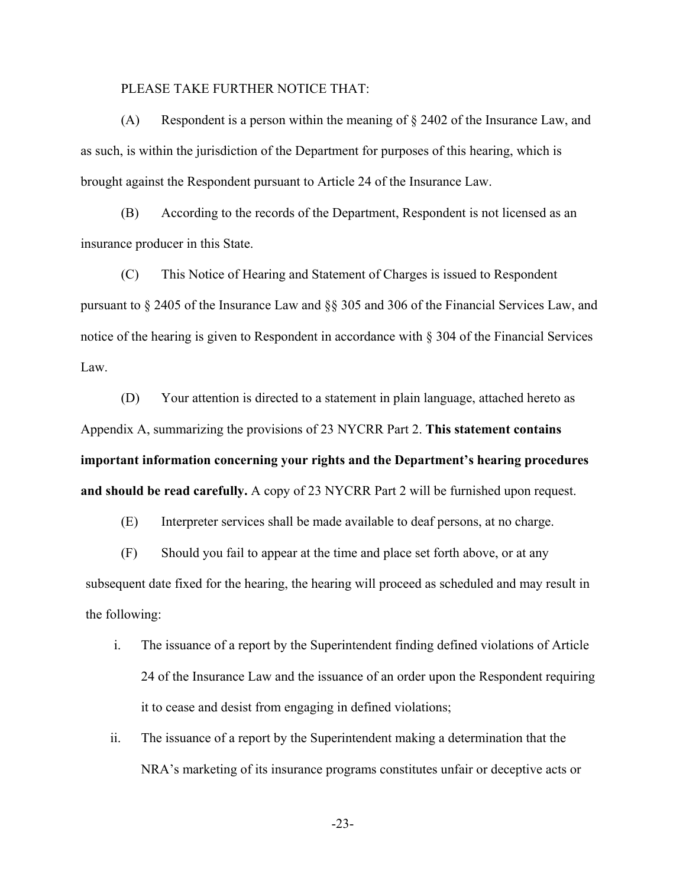PLEASE TAKE FURTHER NOTICE THAT:

(A) Respondent is a person within the meaning of § 2402 of the Insurance Law, and as such, is within the jurisdiction of the Department for purposes of this hearing, which is brought against the Respondent pursuant to Article 24 of the Insurance Law.

(B) According to the records of the Department, Respondent is not licensed as an insurance producer in this State.

(C) This Notice of Hearing and Statement of Charges is issued to Respondent pursuant to § 2405 of the Insurance Law and §§ 305 and 306 of the Financial Services Law, and notice of the hearing is given to Respondent in accordance with § 304 of the Financial Services Law.

(D) Your attention is directed to a statement in plain language, attached hereto as Appendix A, summarizing the provisions of 23 NYCRR Part 2. **This statement contains important information concerning your rights and the Department's hearing procedures and should be read carefully.** A copy of 23 NYCRR Part 2 will be furnished upon request.

(E) Interpreter services shall be made available to deaf persons, at no charge.

(F) Should you fail to appear at the time and place set forth above, or at any subsequent date fixed for the hearing, the hearing will proceed as scheduled and may result in the following:

i. The issuance of a report by the Superintendent finding defined violations of Article 24 of the Insurance Law and the issuance of an order upon the Respondent requiring it to cease and desist from engaging in defined violations;

ii. The issuance of a report by the Superintendent making a determination that the NRA's marketing of its insurance programs constitutes unfair or deceptive acts or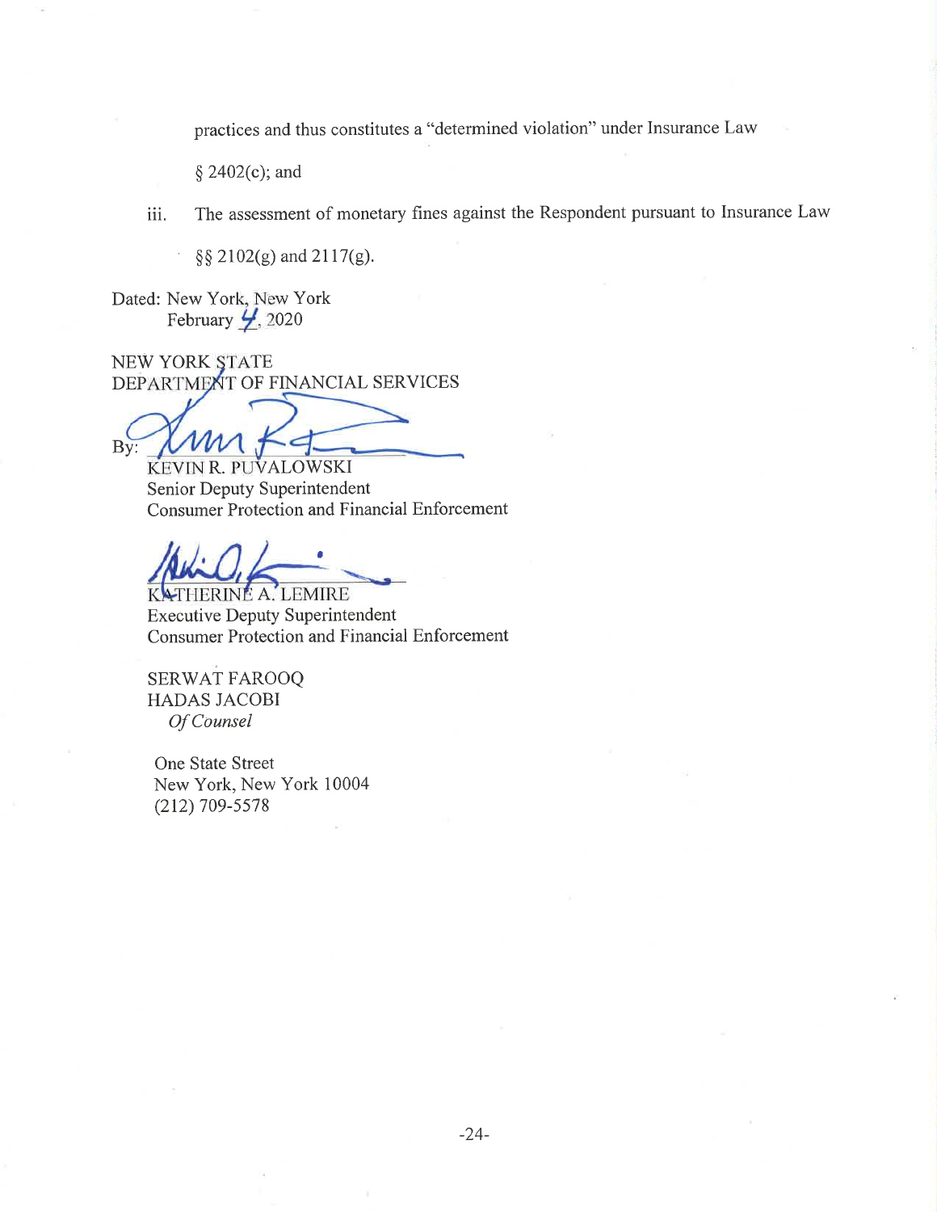practices and thus constitutes a "determined violation" under Insurance Law § 2402(c); and

iii. The assessment of monetary fines against the Respondent pursuant to Insurance Law §§ 2102(g) and 2117(g).

Dated: New York, New York
February 4, 2020

NEW YORK STATE
DEPARTMENT OF FINANCIAL SERVICES

By: ______________________
KEVIN R. PUVALOWSKI
Senior Deputy Superintendent
Consumer Protection and Financial Enforcement

______________________
KATHERINE A. LEMIRE
Executive Deputy Superintendent
Consumer Protection and Financial Enforcement

SERWAT FAROOQ
HADAS JACOBI
*Of Counsel*

One State Street
New York, New York 10004
(212) 709-5578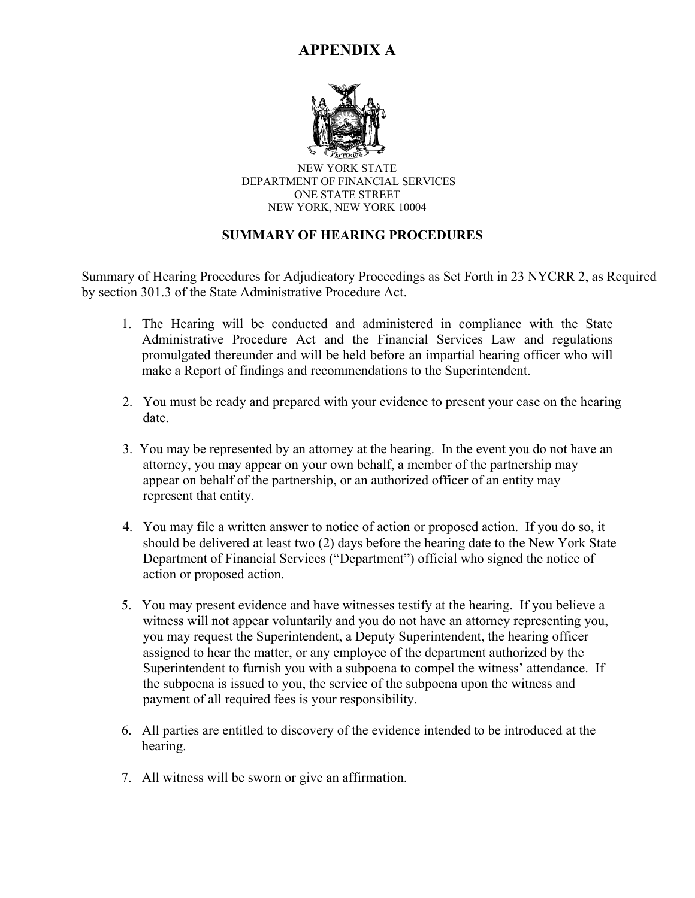# APPENDIX A

NEW YORK STATE
DEPARTMENT OF FINANCIAL SERVICES
ONE STATE STREET
NEW YORK, NEW YORK 10004

## SUMMARY OF HEARING PROCEDURES

Summary of Hearing Procedures for Adjudicatory Proceedings as Set Forth in 23 NYCRR 2, as Required by section 301.3 of the State Administrative Procedure Act.

1. The Hearing will be conducted and administered in compliance with the State Administrative Procedure Act and the Financial Services Law and regulations promulgated thereunder and will be held before an impartial hearing officer who will make a Report of findings and recommendations to the Superintendent.

2. You must be ready and prepared with your evidence to present your case on the hearing date.

3. You may be represented by an attorney at the hearing. In the event you do not have an attorney, you may appear on your own behalf, a member of the partnership may appear on behalf of the partnership, or an authorized officer of an entity may represent that entity.

4. You may file a written answer to notice of action or proposed action. If you do so, it should be delivered at least two (2) days before the hearing date to the New York State Department of Financial Services ("Department") official who signed the notice of action or proposed action.

5. You may present evidence and have witnesses testify at the hearing. If you believe a witness will not appear voluntarily and you do not have an attorney representing you, you may request the Superintendent, a Deputy Superintendent, the hearing officer assigned to hear the matter, or any employee of the department authorized by the Superintendent to furnish you with a subpoena to compel the witness' attendance. If the subpoena is issued to you, the service of the subpoena upon the witness and payment of all required fees is your responsibility.

6. All parties are entitled to discovery of the evidence intended to be introduced at the hearing.

7. All witness will be sworn or give an affirmation.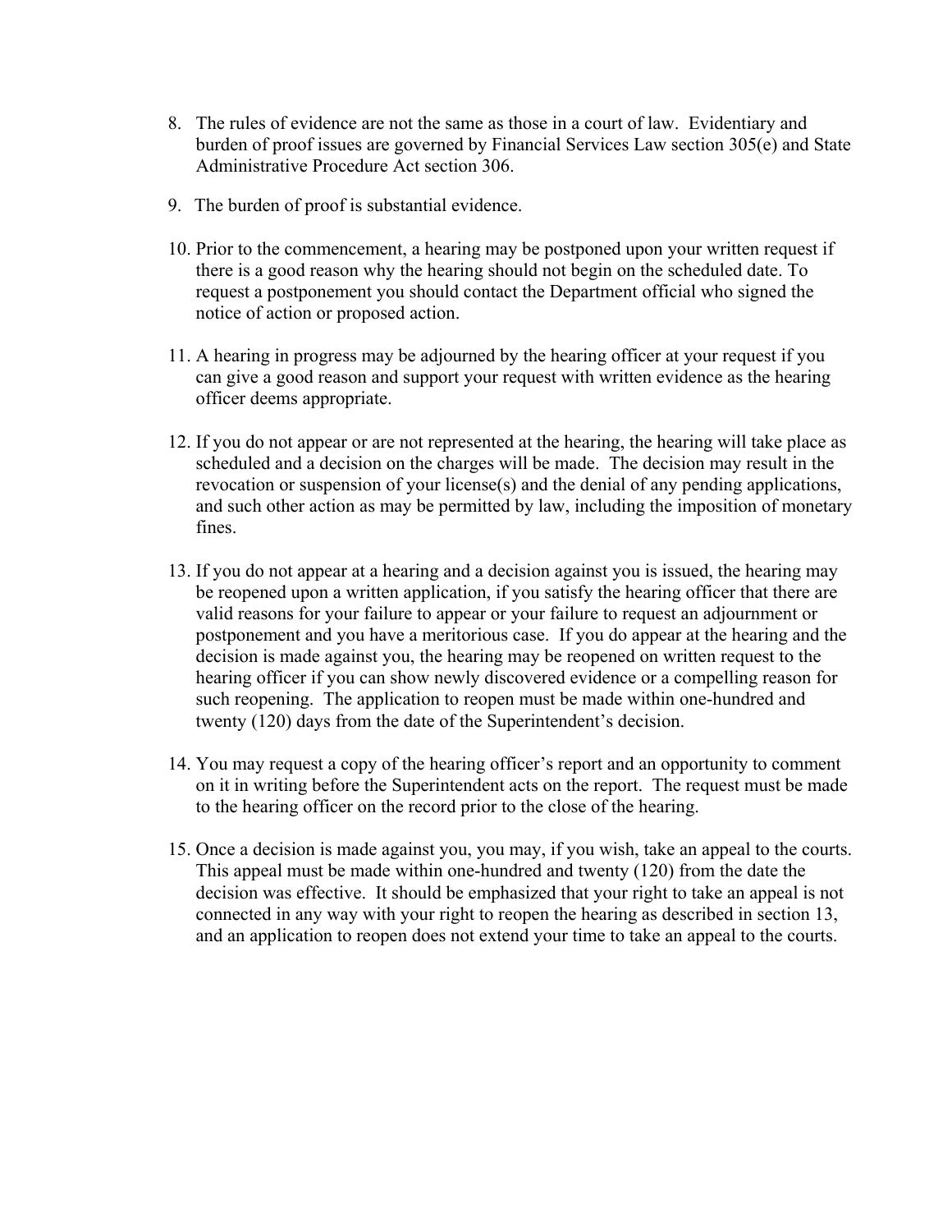8. The rules of evidence are not the same as those in a court of law. Evidentiary and burden of proof issues are governed by Financial Services Law section 305(e) and State Administrative Procedure Act section 306.

9. The burden of proof is substantial evidence.

10. Prior to the commencement, a hearing may be postponed upon your written request if there is a good reason why the hearing should not begin on the scheduled date. To request a postponement you should contact the Department official who signed the notice of action or proposed action.

11. A hearing in progress may be adjourned by the hearing officer at your request if you can give a good reason and support your request with written evidence as the hearing officer deems appropriate.

12. If you do not appear or are not represented at the hearing, the hearing will take place as scheduled and a decision on the charges will be made. The decision may result in the revocation or suspension of your license(s) and the denial of any pending applications, and such other action as may be permitted by law, including the imposition of monetary fines.

13. If you do not appear at a hearing and a decision against you is issued, the hearing may be reopened upon a written application, if you satisfy the hearing officer that there are valid reasons for your failure to appear or your failure to request an adjournment or postponement and you have a meritorious case. If you do appear at the hearing and the decision is made against you, the hearing may be reopened on written request to the hearing officer if you can show newly discovered evidence or a compelling reason for such reopening. The application to reopen must be made within one-hundred and twenty (120) days from the date of the Superintendent's decision.

14. You may request a copy of the hearing officer's report and an opportunity to comment on it in writing before the Superintendent acts on the report. The request must be made to the hearing officer on the record prior to the close of the hearing.

15. Once a decision is made against you, you may, if you wish, take an appeal to the courts. This appeal must be made within one-hundred and twenty (120) from the date the decision was effective. It should be emphasized that your right to take an appeal is not connected in any way with your right to reopen the hearing as described in section 13, and an application to reopen does not extend your time to take an appeal to the courts.